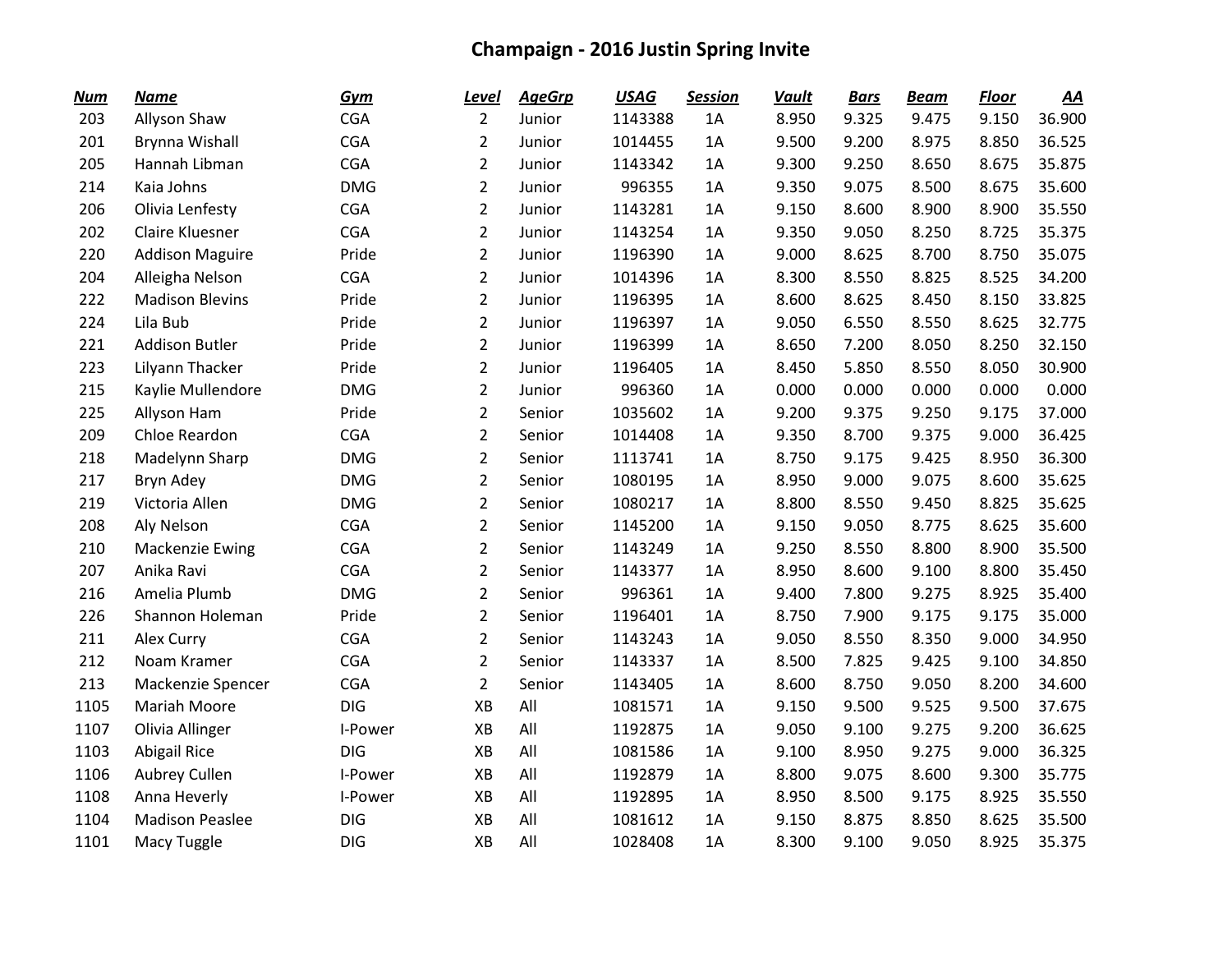# Champaign - 2016 Justin Spring Invite

| Num | Name | Gym | Level | AgeGrp | USAG | Session | Vault | Bars | Beam | Floor | AA |
|---|---|---|---|---|---|---|---|---|---|---|---|
| 203 | Allyson Shaw | CGA | 2 | Junior | 1143388 | 1A | 8.950 | 9.325 | 9.475 | 9.150 | 36.900 |
| 201 | Brynna Wishall | CGA | 2 | Junior | 1014455 | 1A | 9.500 | 9.200 | 8.975 | 8.850 | 36.525 |
| 205 | Hannah Libman | CGA | 2 | Junior | 1143342 | 1A | 9.300 | 9.250 | 8.650 | 8.675 | 35.875 |
| 214 | Kaia Johns | DMG | 2 | Junior | 996355 | 1A | 9.350 | 9.075 | 8.500 | 8.675 | 35.600 |
| 206 | Olivia Lenfesty | CGA | 2 | Junior | 1143281 | 1A | 9.150 | 8.600 | 8.900 | 8.900 | 35.550 |
| 202 | Claire Kluesner | CGA | 2 | Junior | 1143254 | 1A | 9.350 | 9.050 | 8.250 | 8.725 | 35.375 |
| 220 | Addison Maguire | Pride | 2 | Junior | 1196390 | 1A | 9.000 | 8.625 | 8.700 | 8.750 | 35.075 |
| 204 | Alleigha Nelson | CGA | 2 | Junior | 1014396 | 1A | 8.300 | 8.550 | 8.825 | 8.525 | 34.200 |
| 222 | Madison Blevins | Pride | 2 | Junior | 1196395 | 1A | 8.600 | 8.625 | 8.450 | 8.150 | 33.825 |
| 224 | Lila Bub | Pride | 2 | Junior | 1196397 | 1A | 9.050 | 6.550 | 8.550 | 8.625 | 32.775 |
| 221 | Addison Butler | Pride | 2 | Junior | 1196399 | 1A | 8.650 | 7.200 | 8.050 | 8.250 | 32.150 |
| 223 | Lilyann Thacker | Pride | 2 | Junior | 1196405 | 1A | 8.450 | 5.850 | 8.550 | 8.050 | 30.900 |
| 215 | Kaylie Mullendore | DMG | 2 | Junior | 996360 | 1A | 0.000 | 0.000 | 0.000 | 0.000 | 0.000 |
| 225 | Allyson Ham | Pride | 2 | Senior | 1035602 | 1A | 9.200 | 9.375 | 9.250 | 9.175 | 37.000 |
| 209 | Chloe Reardon | CGA | 2 | Senior | 1014408 | 1A | 9.350 | 8.700 | 9.375 | 9.000 | 36.425 |
| 218 | Madelynn Sharp | DMG | 2 | Senior | 1113741 | 1A | 8.750 | 9.175 | 9.425 | 8.950 | 36.300 |
| 217 | Bryn Adey | DMG | 2 | Senior | 1080195 | 1A | 8.950 | 9.000 | 9.075 | 8.600 | 35.625 |
| 219 | Victoria Allen | DMG | 2 | Senior | 1080217 | 1A | 8.800 | 8.550 | 9.450 | 8.825 | 35.625 |
| 208 | Aly Nelson | CGA | 2 | Senior | 1145200 | 1A | 9.150 | 9.050 | 8.775 | 8.625 | 35.600 |
| 210 | Mackenzie Ewing | CGA | 2 | Senior | 1143249 | 1A | 9.250 | 8.550 | 8.800 | 8.900 | 35.500 |
| 207 | Anika Ravi | CGA | 2 | Senior | 1143377 | 1A | 8.950 | 8.600 | 9.100 | 8.800 | 35.450 |
| 216 | Amelia Plumb | DMG | 2 | Senior | 996361 | 1A | 9.400 | 7.800 | 9.275 | 8.925 | 35.400 |
| 226 | Shannon Holeman | Pride | 2 | Senior | 1196401 | 1A | 8.750 | 7.900 | 9.175 | 9.175 | 35.000 |
| 211 | Alex Curry | CGA | 2 | Senior | 1143243 | 1A | 9.050 | 8.550 | 8.350 | 9.000 | 34.950 |
| 212 | Noam Kramer | CGA | 2 | Senior | 1143337 | 1A | 8.500 | 7.825 | 9.425 | 9.100 | 34.850 |
| 213 | Mackenzie Spencer | CGA | 2 | Senior | 1143405 | 1A | 8.600 | 8.750 | 9.050 | 8.200 | 34.600 |
| 1105 | Mariah Moore | DIG | XB | All | 1081571 | 1A | 9.150 | 9.500 | 9.525 | 9.500 | 37.675 |
| 1107 | Olivia Allinger | I-Power | XB | All | 1192875 | 1A | 9.050 | 9.100 | 9.275 | 9.200 | 36.625 |
| 1103 | Abigail Rice | DIG | XB | All | 1081586 | 1A | 9.100 | 8.950 | 9.275 | 9.000 | 36.325 |
| 1106 | Aubrey Cullen | I-Power | XB | All | 1192879 | 1A | 8.800 | 9.075 | 8.600 | 9.300 | 35.775 |
| 1108 | Anna Heverly | I-Power | XB | All | 1192895 | 1A | 8.950 | 8.500 | 9.175 | 8.925 | 35.550 |
| 1104 | Madison Peaslee | DIG | XB | All | 1081612 | 1A | 9.150 | 8.875 | 8.850 | 8.625 | 35.500 |
| 1101 | Macy Tuggle | DIG | XB | All | 1028408 | 1A | 8.300 | 9.100 | 9.050 | 8.925 | 35.375 |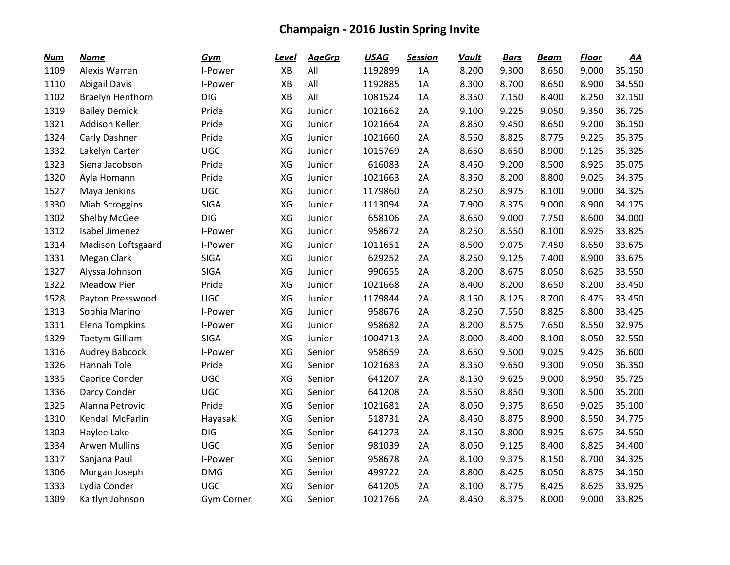# Champaign - 2016 Justin Spring Invite

| Num | Name | Gym | Level | AgeGrp | USAG | Session | Vault | Bars | Beam | Floor | AA |
|---|---|---|---|---|---|---|---|---|---|---|---|
| 1109 | Alexis Warren | I-Power | XB | All | 1192899 | 1A | 8.200 | 9.300 | 8.650 | 9.000 | 35.150 |
| 1110 | Abigail Davis | I-Power | XB | All | 1192885 | 1A | 8.300 | 8.700 | 8.650 | 8.900 | 34.550 |
| 1102 | Braelyn Henthorn | DIG | XB | All | 1081524 | 1A | 8.350 | 7.150 | 8.400 | 8.250 | 32.150 |
| 1319 | Bailey Demick | Pride | XG | Junior | 1021662 | 2A | 9.100 | 9.225 | 9.050 | 9.350 | 36.725 |
| 1321 | Addison Keller | Pride | XG | Junior | 1021664 | 2A | 8.850 | 9.450 | 8.650 | 9.200 | 36.150 |
| 1324 | Carly Dashner | Pride | XG | Junior | 1021660 | 2A | 8.550 | 8.825 | 8.775 | 9.225 | 35.375 |
| 1332 | Lakelyn Carter | UGC | XG | Junior | 1015769 | 2A | 8.650 | 8.650 | 8.900 | 9.125 | 35.325 |
| 1323 | Siena Jacobson | Pride | XG | Junior | 616083 | 2A | 8.450 | 9.200 | 8.500 | 8.925 | 35.075 |
| 1320 | Ayla Homann | Pride | XG | Junior | 1021663 | 2A | 8.350 | 8.200 | 8.800 | 9.025 | 34.375 |
| 1527 | Maya Jenkins | UGC | XG | Junior | 1179860 | 2A | 8.250 | 8.975 | 8.100 | 9.000 | 34.325 |
| 1330 | Miah Scroggins | SIGA | XG | Junior | 1113094 | 2A | 7.900 | 8.375 | 9.000 | 8.900 | 34.175 |
| 1302 | Shelby McGee | DIG | XG | Junior | 658106 | 2A | 8.650 | 9.000 | 7.750 | 8.600 | 34.000 |
| 1312 | Isabel Jimenez | I-Power | XG | Junior | 958672 | 2A | 8.250 | 8.550 | 8.100 | 8.925 | 33.825 |
| 1314 | Madison Loftsgaard | I-Power | XG | Junior | 1011651 | 2A | 8.500 | 9.075 | 7.450 | 8.650 | 33.675 |
| 1331 | Megan Clark | SIGA | XG | Junior | 629252 | 2A | 8.250 | 9.125 | 7.400 | 8.900 | 33.675 |
| 1327 | Alyssa Johnson | SIGA | XG | Junior | 990655 | 2A | 8.200 | 8.675 | 8.050 | 8.625 | 33.550 |
| 1322 | Meadow Pier | Pride | XG | Junior | 1021668 | 2A | 8.400 | 8.200 | 8.650 | 8.200 | 33.450 |
| 1528 | Payton Presswood | UGC | XG | Junior | 1179844 | 2A | 8.150 | 8.125 | 8.700 | 8.475 | 33.450 |
| 1313 | Sophia Marino | I-Power | XG | Junior | 958676 | 2A | 8.250 | 7.550 | 8.825 | 8.800 | 33.425 |
| 1311 | Elena Tompkins | I-Power | XG | Junior | 958682 | 2A | 8.200 | 8.575 | 7.650 | 8.550 | 32.975 |
| 1329 | Taetym Gilliam | SIGA | XG | Junior | 1004713 | 2A | 8.000 | 8.400 | 8.100 | 8.050 | 32.550 |
| 1316 | Audrey Babcock | I-Power | XG | Senior | 958659 | 2A | 8.650 | 9.500 | 9.025 | 9.425 | 36.600 |
| 1326 | Hannah Tole | Pride | XG | Senior | 1021683 | 2A | 8.350 | 9.650 | 9.300 | 9.050 | 36.350 |
| 1335 | Caprice Conder | UGC | XG | Senior | 641207 | 2A | 8.150 | 9.625 | 9.000 | 8.950 | 35.725 |
| 1336 | Darcy Conder | UGC | XG | Senior | 641208 | 2A | 8.550 | 8.850 | 9.300 | 8.500 | 35.200 |
| 1325 | Alanna Petrovic | Pride | XG | Senior | 1021681 | 2A | 8.050 | 9.375 | 8.650 | 9.025 | 35.100 |
| 1310 | Kendall McFarlin | Hayasaki | XG | Senior | 518731 | 2A | 8.450 | 8.875 | 8.900 | 8.550 | 34.775 |
| 1303 | Haylee Lake | DIG | XG | Senior | 641273 | 2A | 8.150 | 8.800 | 8.925 | 8.675 | 34.550 |
| 1334 | Arwen Mullins | UGC | XG | Senior | 981039 | 2A | 8.050 | 9.125 | 8.400 | 8.825 | 34.400 |
| 1317 | Sanjana Paul | I-Power | XG | Senior | 958678 | 2A | 8.100 | 9.375 | 8.150 | 8.700 | 34.325 |
| 1306 | Morgan Joseph | DMG | XG | Senior | 499722 | 2A | 8.800 | 8.425 | 8.050 | 8.875 | 34.150 |
| 1333 | Lydia Conder | UGC | XG | Senior | 641205 | 2A | 8.100 | 8.775 | 8.425 | 8.625 | 33.925 |
| 1309 | Kaitlyn Johnson | Gym Corner | XG | Senior | 1021766 | 2A | 8.450 | 8.375 | 8.000 | 9.000 | 33.825 |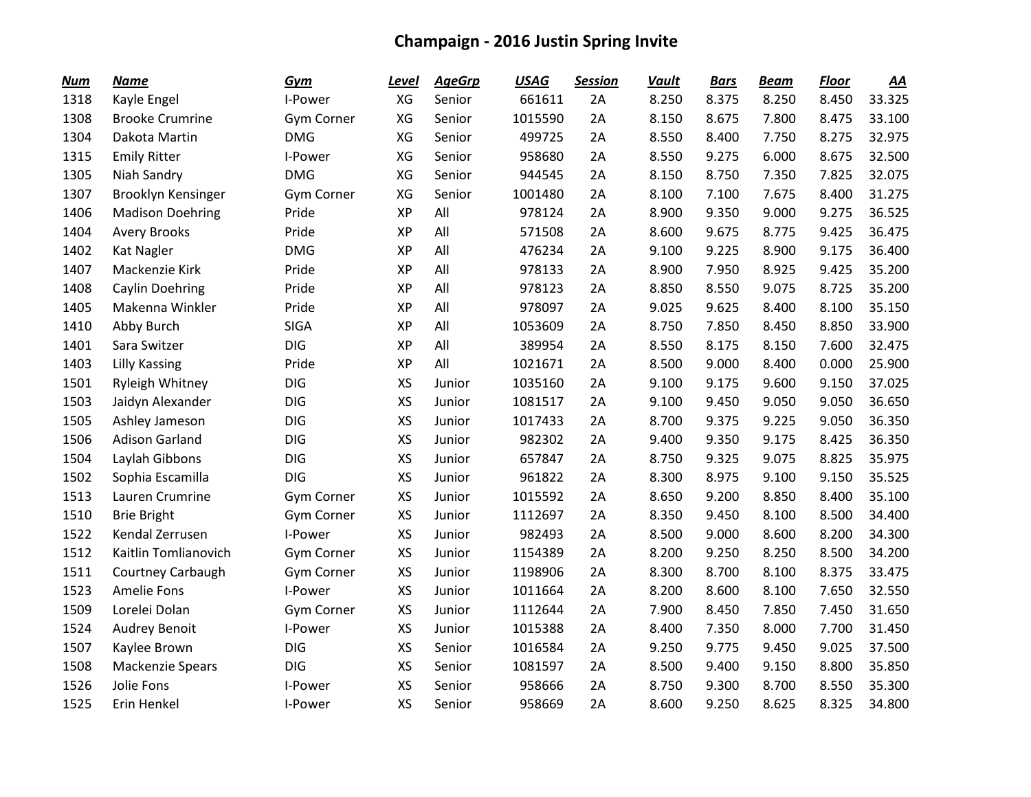# Champaign - 2016 Justin Spring Invite

| Num | Name | Gym | Level | AgeGrp | USAG | Session | Vault | Bars | Beam | Floor | AA |
|---|---|---|---|---|---|---|---|---|---|---|---|
| 1318 | Kayle Engel | I-Power | XG | Senior | 661611 | 2A | 8.250 | 8.375 | 8.250 | 8.450 | 33.325 |
| 1308 | Brooke Crumrine | Gym Corner | XG | Senior | 1015590 | 2A | 8.150 | 8.675 | 7.800 | 8.475 | 33.100 |
| 1304 | Dakota Martin | DMG | XG | Senior | 499725 | 2A | 8.550 | 8.400 | 7.750 | 8.275 | 32.975 |
| 1315 | Emily Ritter | I-Power | XG | Senior | 958680 | 2A | 8.550 | 9.275 | 6.000 | 8.675 | 32.500 |
| 1305 | Niah Sandry | DMG | XG | Senior | 944545 | 2A | 8.150 | 8.750 | 7.350 | 7.825 | 32.075 |
| 1307 | Brooklyn Kensinger | Gym Corner | XG | Senior | 1001480 | 2A | 8.100 | 7.100 | 7.675 | 8.400 | 31.275 |
| 1406 | Madison Doehring | Pride | XP | All | 978124 | 2A | 8.900 | 9.350 | 9.000 | 9.275 | 36.525 |
| 1404 | Avery Brooks | Pride | XP | All | 571508 | 2A | 8.600 | 9.675 | 8.775 | 9.425 | 36.475 |
| 1402 | Kat Nagler | DMG | XP | All | 476234 | 2A | 9.100 | 9.225 | 8.900 | 9.175 | 36.400 |
| 1407 | Mackenzie Kirk | Pride | XP | All | 978133 | 2A | 8.900 | 7.950 | 8.925 | 9.425 | 35.200 |
| 1408 | Caylin Doehring | Pride | XP | All | 978123 | 2A | 8.850 | 8.550 | 9.075 | 8.725 | 35.200 |
| 1405 | Makenna Winkler | Pride | XP | All | 978097 | 2A | 9.025 | 9.625 | 8.400 | 8.100 | 35.150 |
| 1410 | Abby Burch | SIGA | XP | All | 1053609 | 2A | 8.750 | 7.850 | 8.450 | 8.850 | 33.900 |
| 1401 | Sara Switzer | DIG | XP | All | 389954 | 2A | 8.550 | 8.175 | 8.150 | 7.600 | 32.475 |
| 1403 | Lilly Kassing | Pride | XP | All | 1021671 | 2A | 8.500 | 9.000 | 8.400 | 0.000 | 25.900 |
| 1501 | Ryleigh Whitney | DIG | XS | Junior | 1035160 | 2A | 9.100 | 9.175 | 9.600 | 9.150 | 37.025 |
| 1503 | Jaidyn Alexander | DIG | XS | Junior | 1081517 | 2A | 9.100 | 9.450 | 9.050 | 9.050 | 36.650 |
| 1505 | Ashley Jameson | DIG | XS | Junior | 1017433 | 2A | 8.700 | 9.375 | 9.225 | 9.050 | 36.350 |
| 1506 | Adison Garland | DIG | XS | Junior | 982302 | 2A | 9.400 | 9.350 | 9.175 | 8.425 | 36.350 |
| 1504 | Laylah Gibbons | DIG | XS | Junior | 657847 | 2A | 8.750 | 9.325 | 9.075 | 8.825 | 35.975 |
| 1502 | Sophia Escamilla | DIG | XS | Junior | 961822 | 2A | 8.300 | 8.975 | 9.100 | 9.150 | 35.525 |
| 1513 | Lauren Crumrine | Gym Corner | XS | Junior | 1015592 | 2A | 8.650 | 9.200 | 8.850 | 8.400 | 35.100 |
| 1510 | Brie Bright | Gym Corner | XS | Junior | 1112697 | 2A | 8.350 | 9.450 | 8.100 | 8.500 | 34.400 |
| 1522 | Kendal Zerrusen | I-Power | XS | Junior | 982493 | 2A | 8.500 | 9.000 | 8.600 | 8.200 | 34.300 |
| 1512 | Kaitlin Tomlianovich | Gym Corner | XS | Junior | 1154389 | 2A | 8.200 | 9.250 | 8.250 | 8.500 | 34.200 |
| 1511 | Courtney Carbaugh | Gym Corner | XS | Junior | 1198906 | 2A | 8.300 | 8.700 | 8.100 | 8.375 | 33.475 |
| 1523 | Amelie Fons | I-Power | XS | Junior | 1011664 | 2A | 8.200 | 8.600 | 8.100 | 7.650 | 32.550 |
| 1509 | Lorelei Dolan | Gym Corner | XS | Junior | 1112644 | 2A | 7.900 | 8.450 | 7.850 | 7.450 | 31.650 |
| 1524 | Audrey Benoit | I-Power | XS | Junior | 1015388 | 2A | 8.400 | 7.350 | 8.000 | 7.700 | 31.450 |
| 1507 | Kaylee Brown | DIG | XS | Senior | 1016584 | 2A | 9.250 | 9.775 | 9.450 | 9.025 | 37.500 |
| 1508 | Mackenzie Spears | DIG | XS | Senior | 1081597 | 2A | 8.500 | 9.400 | 9.150 | 8.800 | 35.850 |
| 1526 | Jolie Fons | I-Power | XS | Senior | 958666 | 2A | 8.750 | 9.300 | 8.700 | 8.550 | 35.300 |
| 1525 | Erin Henkel | I-Power | XS | Senior | 958669 | 2A | 8.600 | 9.250 | 8.625 | 8.325 | 34.800 |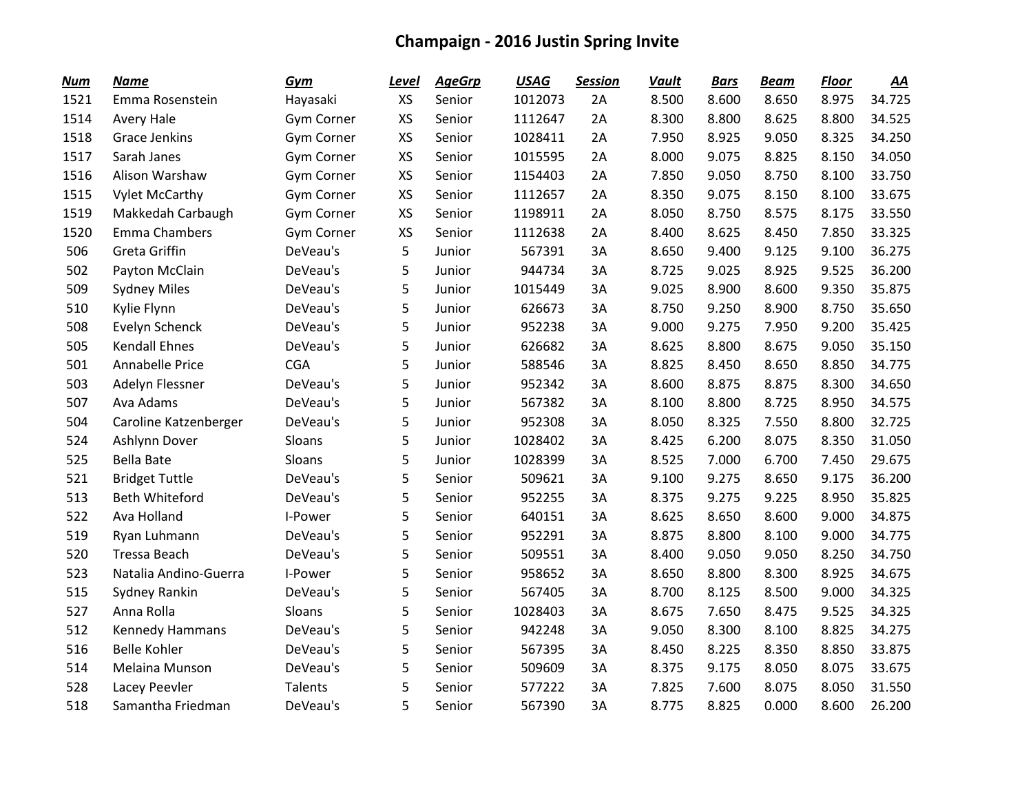# Champaign - 2016 Justin Spring Invite

| Num | Name | Gym | Level | AgeGrp | USAG | Session | Vault | Bars | Beam | Floor | AA |
|---|---|---|---|---|---|---|---|---|---|---|---|
| 1521 | Emma Rosenstein | Hayasaki | XS | Senior | 1012073 | 2A | 8.500 | 8.600 | 8.650 | 8.975 | 34.725 |
| 1514 | Avery Hale | Gym Corner | XS | Senior | 1112647 | 2A | 8.300 | 8.800 | 8.625 | 8.800 | 34.525 |
| 1518 | Grace Jenkins | Gym Corner | XS | Senior | 1028411 | 2A | 7.950 | 8.925 | 9.050 | 8.325 | 34.250 |
| 1517 | Sarah Janes | Gym Corner | XS | Senior | 1015595 | 2A | 8.000 | 9.075 | 8.825 | 8.150 | 34.050 |
| 1516 | Alison Warshaw | Gym Corner | XS | Senior | 1154403 | 2A | 7.850 | 9.050 | 8.750 | 8.100 | 33.750 |
| 1515 | Vylet McCarthy | Gym Corner | XS | Senior | 1112657 | 2A | 8.350 | 9.075 | 8.150 | 8.100 | 33.675 |
| 1519 | Makkedah Carbaugh | Gym Corner | XS | Senior | 1198911 | 2A | 8.050 | 8.750 | 8.575 | 8.175 | 33.550 |
| 1520 | Emma Chambers | Gym Corner | XS | Senior | 1112638 | 2A | 8.400 | 8.625 | 8.450 | 7.850 | 33.325 |
| 506 | Greta Griffin | DeVeau's | 5 | Junior | 567391 | 3A | 8.650 | 9.400 | 9.125 | 9.100 | 36.275 |
| 502 | Payton McClain | DeVeau's | 5 | Junior | 944734 | 3A | 8.725 | 9.025 | 8.925 | 9.525 | 36.200 |
| 509 | Sydney Miles | DeVeau's | 5 | Junior | 1015449 | 3A | 9.025 | 8.900 | 8.600 | 9.350 | 35.875 |
| 510 | Kylie Flynn | DeVeau's | 5 | Junior | 626673 | 3A | 8.750 | 9.250 | 8.900 | 8.750 | 35.650 |
| 508 | Evelyn Schenck | DeVeau's | 5 | Junior | 952238 | 3A | 9.000 | 9.275 | 7.950 | 9.200 | 35.425 |
| 505 | Kendall Ehnes | DeVeau's | 5 | Junior | 626682 | 3A | 8.625 | 8.800 | 8.675 | 9.050 | 35.150 |
| 501 | Annabelle Price | CGA | 5 | Junior | 588546 | 3A | 8.825 | 8.450 | 8.650 | 8.850 | 34.775 |
| 503 | Adelyn Flessner | DeVeau's | 5 | Junior | 952342 | 3A | 8.600 | 8.875 | 8.875 | 8.300 | 34.650 |
| 507 | Ava Adams | DeVeau's | 5 | Junior | 567382 | 3A | 8.100 | 8.800 | 8.725 | 8.950 | 34.575 |
| 504 | Caroline Katzenberger | DeVeau's | 5 | Junior | 952308 | 3A | 8.050 | 8.325 | 7.550 | 8.800 | 32.725 |
| 524 | Ashlynn Dover | Sloans | 5 | Junior | 1028402 | 3A | 8.425 | 6.200 | 8.075 | 8.350 | 31.050 |
| 525 | Bella Bate | Sloans | 5 | Junior | 1028399 | 3A | 8.525 | 7.000 | 6.700 | 7.450 | 29.675 |
| 521 | Bridget Tuttle | DeVeau's | 5 | Senior | 509621 | 3A | 9.100 | 9.275 | 8.650 | 9.175 | 36.200 |
| 513 | Beth Whiteford | DeVeau's | 5 | Senior | 952255 | 3A | 8.375 | 9.275 | 9.225 | 8.950 | 35.825 |
| 522 | Ava Holland | I-Power | 5 | Senior | 640151 | 3A | 8.625 | 8.650 | 8.600 | 9.000 | 34.875 |
| 519 | Ryan Luhmann | DeVeau's | 5 | Senior | 952291 | 3A | 8.875 | 8.800 | 8.100 | 9.000 | 34.775 |
| 520 | Tressa Beach | DeVeau's | 5 | Senior | 509551 | 3A | 8.400 | 9.050 | 9.050 | 8.250 | 34.750 |
| 523 | Natalia Andino-Guerra | I-Power | 5 | Senior | 958652 | 3A | 8.650 | 8.800 | 8.300 | 8.925 | 34.675 |
| 515 | Sydney Rankin | DeVeau's | 5 | Senior | 567405 | 3A | 8.700 | 8.125 | 8.500 | 9.000 | 34.325 |
| 527 | Anna Rolla | Sloans | 5 | Senior | 1028403 | 3A | 8.675 | 7.650 | 8.475 | 9.525 | 34.325 |
| 512 | Kennedy Hammans | DeVeau's | 5 | Senior | 942248 | 3A | 9.050 | 8.300 | 8.100 | 8.825 | 34.275 |
| 516 | Belle Kohler | DeVeau's | 5 | Senior | 567395 | 3A | 8.450 | 8.225 | 8.350 | 8.850 | 33.875 |
| 514 | Melaina Munson | DeVeau's | 5 | Senior | 509609 | 3A | 8.375 | 9.175 | 8.050 | 8.075 | 33.675 |
| 528 | Lacey Peevler | Talents | 5 | Senior | 577222 | 3A | 7.825 | 7.600 | 8.075 | 8.050 | 31.550 |
| 518 | Samantha Friedman | DeVeau's | 5 | Senior | 567390 | 3A | 8.775 | 8.825 | 0.000 | 8.600 | 26.200 |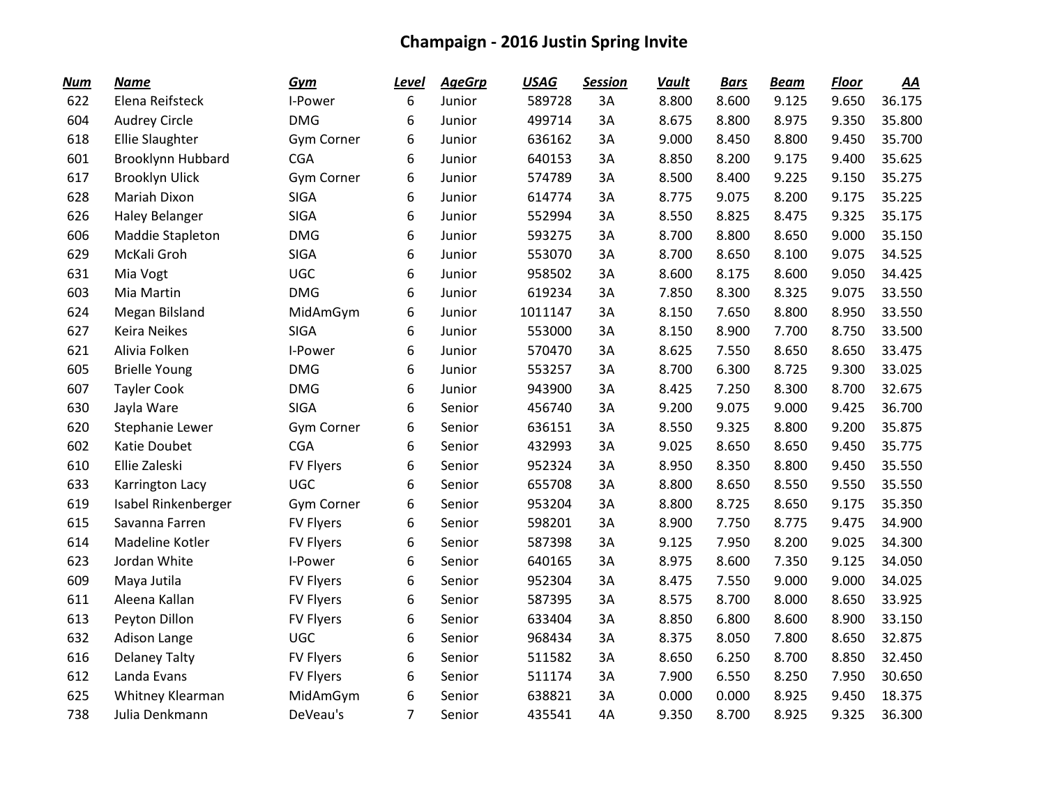# Champaign - 2016 Justin Spring Invite

| Num | Name | Gym | Level | AgeGrp | USAG | Session | Vault | Bars | Beam | Floor | AA |
|---|---|---|---|---|---|---|---|---|---|---|---|
| 622 | Elena Reifsteck | I-Power | 6 | Junior | 589728 | 3A | 8.800 | 8.600 | 9.125 | 9.650 | 36.175 |
| 604 | Audrey Circle | DMG | 6 | Junior | 499714 | 3A | 8.675 | 8.800 | 8.975 | 9.350 | 35.800 |
| 618 | Ellie Slaughter | Gym Corner | 6 | Junior | 636162 | 3A | 9.000 | 8.450 | 8.800 | 9.450 | 35.700 |
| 601 | Brooklynn Hubbard | CGA | 6 | Junior | 640153 | 3A | 8.850 | 8.200 | 9.175 | 9.400 | 35.625 |
| 617 | Brooklyn Ulick | Gym Corner | 6 | Junior | 574789 | 3A | 8.500 | 8.400 | 9.225 | 9.150 | 35.275 |
| 628 | Mariah Dixon | SIGA | 6 | Junior | 614774 | 3A | 8.775 | 9.075 | 8.200 | 9.175 | 35.225 |
| 626 | Haley Belanger | SIGA | 6 | Junior | 552994 | 3A | 8.550 | 8.825 | 8.475 | 9.325 | 35.175 |
| 606 | Maddie Stapleton | DMG | 6 | Junior | 593275 | 3A | 8.700 | 8.800 | 8.650 | 9.000 | 35.150 |
| 629 | McKali Groh | SIGA | 6 | Junior | 553070 | 3A | 8.700 | 8.650 | 8.100 | 9.075 | 34.525 |
| 631 | Mia Vogt | UGC | 6 | Junior | 958502 | 3A | 8.600 | 8.175 | 8.600 | 9.050 | 34.425 |
| 603 | Mia Martin | DMG | 6 | Junior | 619234 | 3A | 7.850 | 8.300 | 8.325 | 9.075 | 33.550 |
| 624 | Megan Bilsland | MidAmGym | 6 | Junior | 1011147 | 3A | 8.150 | 7.650 | 8.800 | 8.950 | 33.550 |
| 627 | Keira Neikes | SIGA | 6 | Junior | 553000 | 3A | 8.150 | 8.900 | 7.700 | 8.750 | 33.500 |
| 621 | Alivia Folken | I-Power | 6 | Junior | 570470 | 3A | 8.625 | 7.550 | 8.650 | 8.650 | 33.475 |
| 605 | Brielle Young | DMG | 6 | Junior | 553257 | 3A | 8.700 | 6.300 | 8.725 | 9.300 | 33.025 |
| 607 | Tayler Cook | DMG | 6 | Junior | 943900 | 3A | 8.425 | 7.250 | 8.300 | 8.700 | 32.675 |
| 630 | Jayla Ware | SIGA | 6 | Senior | 456740 | 3A | 9.200 | 9.075 | 9.000 | 9.425 | 36.700 |
| 620 | Stephanie Lewer | Gym Corner | 6 | Senior | 636151 | 3A | 8.550 | 9.325 | 8.800 | 9.200 | 35.875 |
| 602 | Katie Doubet | CGA | 6 | Senior | 432993 | 3A | 9.025 | 8.650 | 8.650 | 9.450 | 35.775 |
| 610 | Ellie Zaleski | FV Flyers | 6 | Senior | 952324 | 3A | 8.950 | 8.350 | 8.800 | 9.450 | 35.550 |
| 633 | Karrington Lacy | UGC | 6 | Senior | 655708 | 3A | 8.800 | 8.650 | 8.550 | 9.550 | 35.550 |
| 619 | Isabel Rinkenberger | Gym Corner | 6 | Senior | 953204 | 3A | 8.800 | 8.725 | 8.650 | 9.175 | 35.350 |
| 615 | Savanna Farren | FV Flyers | 6 | Senior | 598201 | 3A | 8.900 | 7.750 | 8.775 | 9.475 | 34.900 |
| 614 | Madeline Kotler | FV Flyers | 6 | Senior | 587398 | 3A | 9.125 | 7.950 | 8.200 | 9.025 | 34.300 |
| 623 | Jordan White | I-Power | 6 | Senior | 640165 | 3A | 8.975 | 8.600 | 7.350 | 9.125 | 34.050 |
| 609 | Maya Jutila | FV Flyers | 6 | Senior | 952304 | 3A | 8.475 | 7.550 | 9.000 | 9.000 | 34.025 |
| 611 | Aleena Kallan | FV Flyers | 6 | Senior | 587395 | 3A | 8.575 | 8.700 | 8.000 | 8.650 | 33.925 |
| 613 | Peyton Dillon | FV Flyers | 6 | Senior | 633404 | 3A | 8.850 | 6.800 | 8.600 | 8.900 | 33.150 |
| 632 | Adison Lange | UGC | 6 | Senior | 968434 | 3A | 8.375 | 8.050 | 7.800 | 8.650 | 32.875 |
| 616 | Delaney Talty | FV Flyers | 6 | Senior | 511582 | 3A | 8.650 | 6.250 | 8.700 | 8.850 | 32.450 |
| 612 | Landa Evans | FV Flyers | 6 | Senior | 511174 | 3A | 7.900 | 6.550 | 8.250 | 7.950 | 30.650 |
| 625 | Whitney Klearman | MidAmGym | 6 | Senior | 638821 | 3A | 0.000 | 0.000 | 8.925 | 9.450 | 18.375 |
| 738 | Julia Denkmann | DeVeau's | 7 | Senior | 435541 | 4A | 9.350 | 8.700 | 8.925 | 9.325 | 36.300 |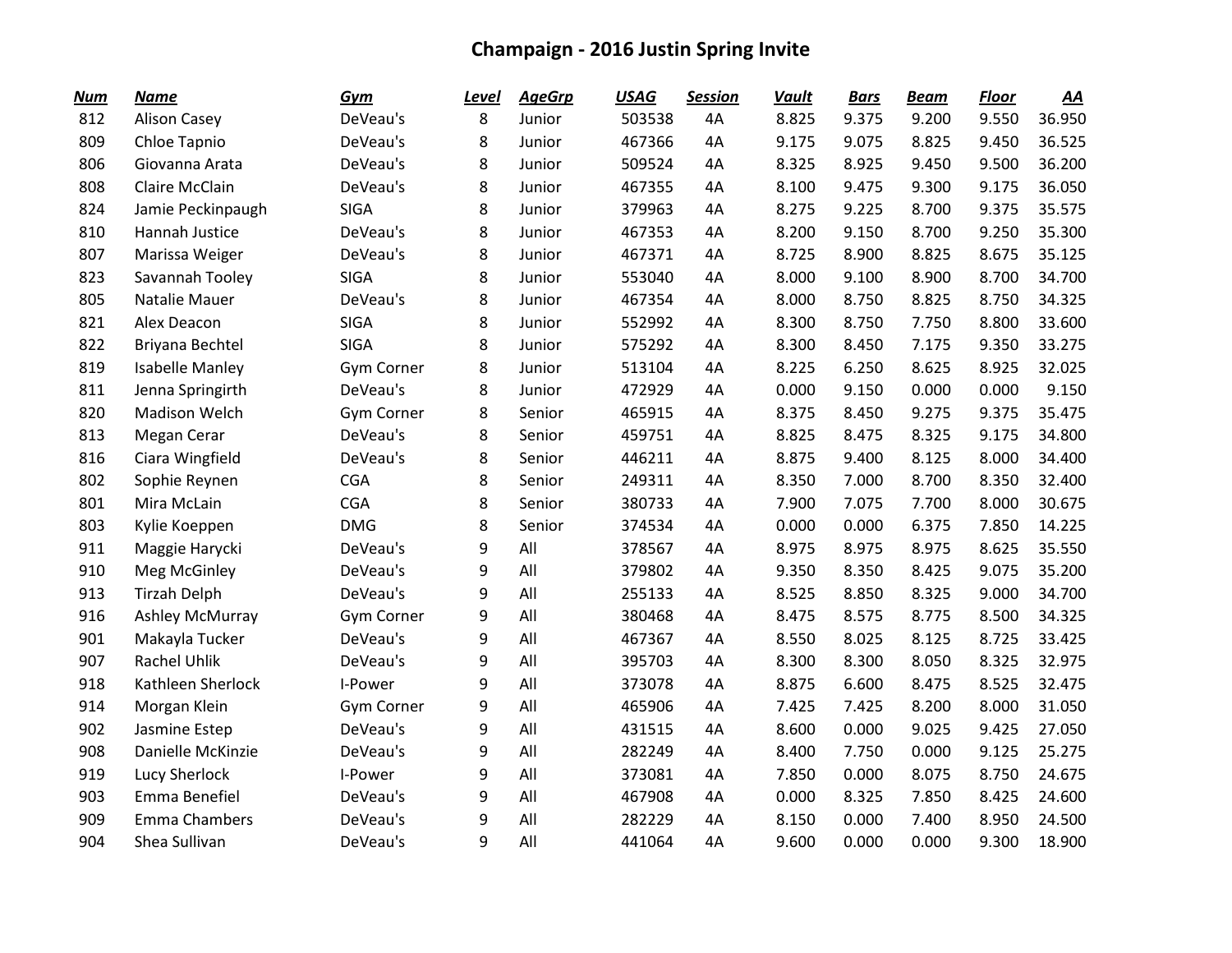# Champaign - 2016 Justin Spring Invite

| Num | Name | Gym | Level | AgeGrp | USAG | Session | Vault | Bars | Beam | Floor | AA |
|---|---|---|---|---|---|---|---|---|---|---|---|
| 812 | Alison Casey | DeVeau's | 8 | Junior | 503538 | 4A | 8.825 | 9.375 | 9.200 | 9.550 | 36.950 |
| 809 | Chloe Tapnio | DeVeau's | 8 | Junior | 467366 | 4A | 9.175 | 9.075 | 8.825 | 9.450 | 36.525 |
| 806 | Giovanna Arata | DeVeau's | 8 | Junior | 509524 | 4A | 8.325 | 8.925 | 9.450 | 9.500 | 36.200 |
| 808 | Claire McClain | DeVeau's | 8 | Junior | 467355 | 4A | 8.100 | 9.475 | 9.300 | 9.175 | 36.050 |
| 824 | Jamie Peckinpaugh | SIGA | 8 | Junior | 379963 | 4A | 8.275 | 9.225 | 8.700 | 9.375 | 35.575 |
| 810 | Hannah Justice | DeVeau's | 8 | Junior | 467353 | 4A | 8.200 | 9.150 | 8.700 | 9.250 | 35.300 |
| 807 | Marissa Weiger | DeVeau's | 8 | Junior | 467371 | 4A | 8.725 | 8.900 | 8.825 | 8.675 | 35.125 |
| 823 | Savannah Tooley | SIGA | 8 | Junior | 553040 | 4A | 8.000 | 9.100 | 8.900 | 8.700 | 34.700 |
| 805 | Natalie Mauer | DeVeau's | 8 | Junior | 467354 | 4A | 8.000 | 8.750 | 8.825 | 8.750 | 34.325 |
| 821 | Alex Deacon | SIGA | 8 | Junior | 552992 | 4A | 8.300 | 8.750 | 7.750 | 8.800 | 33.600 |
| 822 | Briyana Bechtel | SIGA | 8 | Junior | 575292 | 4A | 8.300 | 8.450 | 7.175 | 9.350 | 33.275 |
| 819 | Isabelle Manley | Gym Corner | 8 | Junior | 513104 | 4A | 8.225 | 6.250 | 8.625 | 8.925 | 32.025 |
| 811 | Jenna Springirth | DeVeau's | 8 | Junior | 472929 | 4A | 0.000 | 9.150 | 0.000 | 0.000 | 9.150 |
| 820 | Madison Welch | Gym Corner | 8 | Senior | 465915 | 4A | 8.375 | 8.450 | 9.275 | 9.375 | 35.475 |
| 813 | Megan Cerar | DeVeau's | 8 | Senior | 459751 | 4A | 8.825 | 8.475 | 8.325 | 9.175 | 34.800 |
| 816 | Ciara Wingfield | DeVeau's | 8 | Senior | 446211 | 4A | 8.875 | 9.400 | 8.125 | 8.000 | 34.400 |
| 802 | Sophie Reynen | CGA | 8 | Senior | 249311 | 4A | 8.350 | 7.000 | 8.700 | 8.350 | 32.400 |
| 801 | Mira McLain | CGA | 8 | Senior | 380733 | 4A | 7.900 | 7.075 | 7.700 | 8.000 | 30.675 |
| 803 | Kylie Koeppen | DMG | 8 | Senior | 374534 | 4A | 0.000 | 0.000 | 6.375 | 7.850 | 14.225 |
| 911 | Maggie Harycki | DeVeau's | 9 | All | 378567 | 4A | 8.975 | 8.975 | 8.975 | 8.625 | 35.550 |
| 910 | Meg McGinley | DeVeau's | 9 | All | 379802 | 4A | 9.350 | 8.350 | 8.425 | 9.075 | 35.200 |
| 913 | Tirzah Delph | DeVeau's | 9 | All | 255133 | 4A | 8.525 | 8.850 | 8.325 | 9.000 | 34.700 |
| 916 | Ashley McMurray | Gym Corner | 9 | All | 380468 | 4A | 8.475 | 8.575 | 8.775 | 8.500 | 34.325 |
| 901 | Makayla Tucker | DeVeau's | 9 | All | 467367 | 4A | 8.550 | 8.025 | 8.125 | 8.725 | 33.425 |
| 907 | Rachel Uhlik | DeVeau's | 9 | All | 395703 | 4A | 8.300 | 8.300 | 8.050 | 8.325 | 32.975 |
| 918 | Kathleen Sherlock | I-Power | 9 | All | 373078 | 4A | 8.875 | 6.600 | 8.475 | 8.525 | 32.475 |
| 914 | Morgan Klein | Gym Corner | 9 | All | 465906 | 4A | 7.425 | 7.425 | 8.200 | 8.000 | 31.050 |
| 902 | Jasmine Estep | DeVeau's | 9 | All | 431515 | 4A | 8.600 | 0.000 | 9.025 | 9.425 | 27.050 |
| 908 | Danielle McKinzie | DeVeau's | 9 | All | 282249 | 4A | 8.400 | 7.750 | 0.000 | 9.125 | 25.275 |
| 919 | Lucy Sherlock | I-Power | 9 | All | 373081 | 4A | 7.850 | 0.000 | 8.075 | 8.750 | 24.675 |
| 903 | Emma Benefiel | DeVeau's | 9 | All | 467908 | 4A | 0.000 | 8.325 | 7.850 | 8.425 | 24.600 |
| 909 | Emma Chambers | DeVeau's | 9 | All | 282229 | 4A | 8.150 | 0.000 | 7.400 | 8.950 | 24.500 |
| 904 | Shea Sullivan | DeVeau's | 9 | All | 441064 | 4A | 9.600 | 0.000 | 0.000 | 9.300 | 18.900 |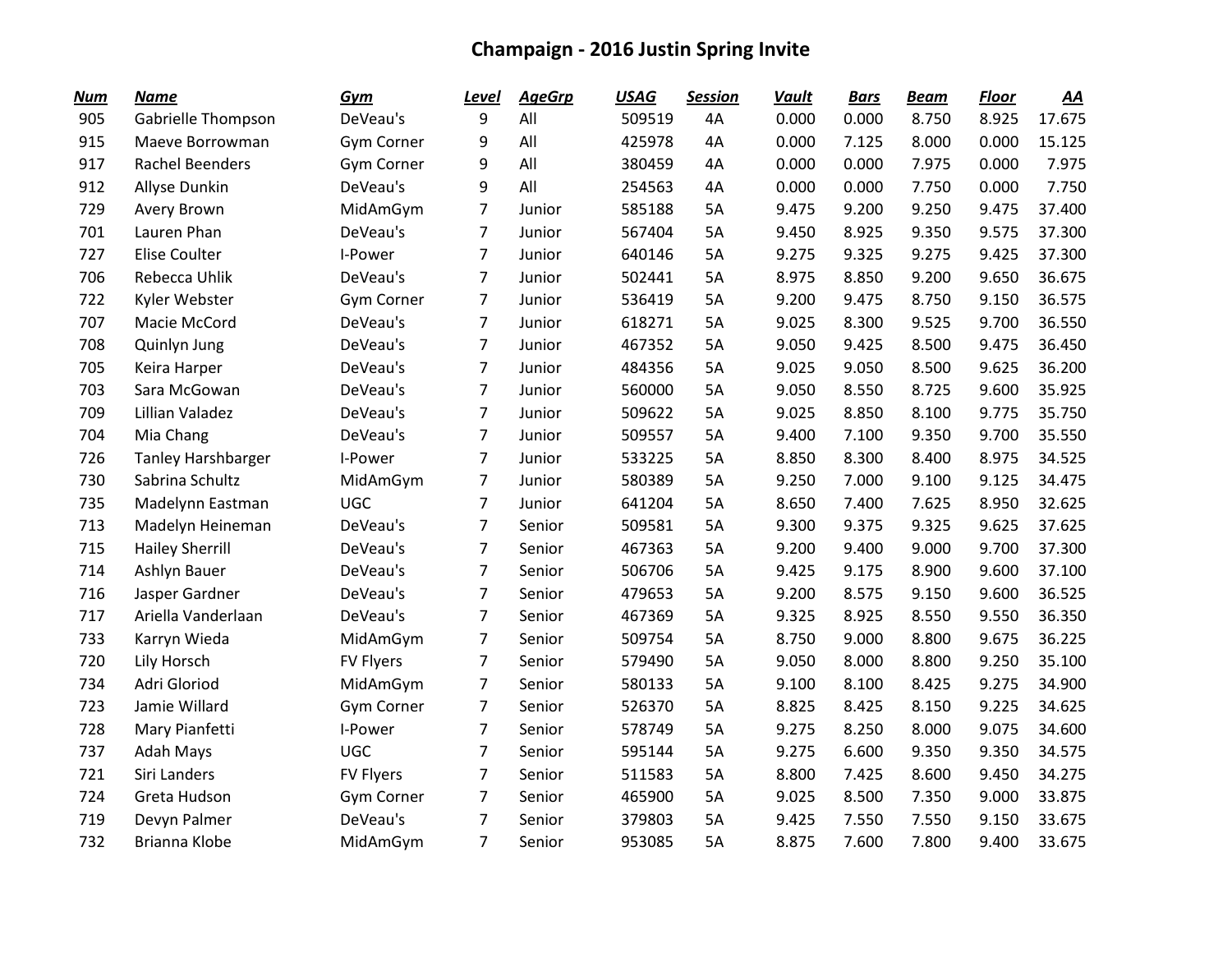# Champaign - 2016 Justin Spring Invite

| Num | Name | Gym | Level | AgeGrp | USAG | Session | Vault | Bars | Beam | Floor | AA |
|---|---|---|---|---|---|---|---|---|---|---|---|
| 905 | Gabrielle Thompson | DeVeau's | 9 | All | 509519 | 4A | 0.000 | 0.000 | 8.750 | 8.925 | 17.675 |
| 915 | Maeve Borrowman | Gym Corner | 9 | All | 425978 | 4A | 0.000 | 7.125 | 8.000 | 0.000 | 15.125 |
| 917 | Rachel Beenders | Gym Corner | 9 | All | 380459 | 4A | 0.000 | 0.000 | 7.975 | 0.000 | 7.975 |
| 912 | Allyse Dunkin | DeVeau's | 9 | All | 254563 | 4A | 0.000 | 0.000 | 7.750 | 0.000 | 7.750 |
| 729 | Avery Brown | MidAmGym | 7 | Junior | 585188 | 5A | 9.475 | 9.200 | 9.250 | 9.475 | 37.400 |
| 701 | Lauren Phan | DeVeau's | 7 | Junior | 567404 | 5A | 9.450 | 8.925 | 9.350 | 9.575 | 37.300 |
| 727 | Elise Coulter | I-Power | 7 | Junior | 640146 | 5A | 9.275 | 9.325 | 9.275 | 9.425 | 37.300 |
| 706 | Rebecca Uhlik | DeVeau's | 7 | Junior | 502441 | 5A | 8.975 | 8.850 | 9.200 | 9.650 | 36.675 |
| 722 | Kyler Webster | Gym Corner | 7 | Junior | 536419 | 5A | 9.200 | 9.475 | 8.750 | 9.150 | 36.575 |
| 707 | Macie McCord | DeVeau's | 7 | Junior | 618271 | 5A | 9.025 | 8.300 | 9.525 | 9.700 | 36.550 |
| 708 | Quinlyn Jung | DeVeau's | 7 | Junior | 467352 | 5A | 9.050 | 9.425 | 8.500 | 9.475 | 36.450 |
| 705 | Keira Harper | DeVeau's | 7 | Junior | 484356 | 5A | 9.025 | 9.050 | 8.500 | 9.625 | 36.200 |
| 703 | Sara McGowan | DeVeau's | 7 | Junior | 560000 | 5A | 9.050 | 8.550 | 8.725 | 9.600 | 35.925 |
| 709 | Lillian Valadez | DeVeau's | 7 | Junior | 509622 | 5A | 9.025 | 8.850 | 8.100 | 9.775 | 35.750 |
| 704 | Mia Chang | DeVeau's | 7 | Junior | 509557 | 5A | 9.400 | 7.100 | 9.350 | 9.700 | 35.550 |
| 726 | Tanley Harshbarger | I-Power | 7 | Junior | 533225 | 5A | 8.850 | 8.300 | 8.400 | 8.975 | 34.525 |
| 730 | Sabrina Schultz | MidAmGym | 7 | Junior | 580389 | 5A | 9.250 | 7.000 | 9.100 | 9.125 | 34.475 |
| 735 | Madelynn Eastman | UGC | 7 | Junior | 641204 | 5A | 8.650 | 7.400 | 7.625 | 8.950 | 32.625 |
| 713 | Madelyn Heineman | DeVeau's | 7 | Senior | 509581 | 5A | 9.300 | 9.375 | 9.325 | 9.625 | 37.625 |
| 715 | Hailey Sherrill | DeVeau's | 7 | Senior | 467363 | 5A | 9.200 | 9.400 | 9.000 | 9.700 | 37.300 |
| 714 | Ashlyn Bauer | DeVeau's | 7 | Senior | 506706 | 5A | 9.425 | 9.175 | 8.900 | 9.600 | 37.100 |
| 716 | Jasper Gardner | DeVeau's | 7 | Senior | 479653 | 5A | 9.200 | 8.575 | 9.150 | 9.600 | 36.525 |
| 717 | Ariella Vanderlaan | DeVeau's | 7 | Senior | 467369 | 5A | 9.325 | 8.925 | 8.550 | 9.550 | 36.350 |
| 733 | Karryn Wieda | MidAmGym | 7 | Senior | 509754 | 5A | 8.750 | 9.000 | 8.800 | 9.675 | 36.225 |
| 720 | Lily Horsch | FV Flyers | 7 | Senior | 579490 | 5A | 9.050 | 8.000 | 8.800 | 9.250 | 35.100 |
| 734 | Adri Gloriod | MidAmGym | 7 | Senior | 580133 | 5A | 9.100 | 8.100 | 8.425 | 9.275 | 34.900 |
| 723 | Jamie Willard | Gym Corner | 7 | Senior | 526370 | 5A | 8.825 | 8.425 | 8.150 | 9.225 | 34.625 |
| 728 | Mary Pianfetti | I-Power | 7 | Senior | 578749 | 5A | 9.275 | 8.250 | 8.000 | 9.075 | 34.600 |
| 737 | Adah Mays | UGC | 7 | Senior | 595144 | 5A | 9.275 | 6.600 | 9.350 | 9.350 | 34.575 |
| 721 | Siri Landers | FV Flyers | 7 | Senior | 511583 | 5A | 8.800 | 7.425 | 8.600 | 9.450 | 34.275 |
| 724 | Greta Hudson | Gym Corner | 7 | Senior | 465900 | 5A | 9.025 | 8.500 | 7.350 | 9.000 | 33.875 |
| 719 | Devyn Palmer | DeVeau's | 7 | Senior | 379803 | 5A | 9.425 | 7.550 | 7.550 | 9.150 | 33.675 |
| 732 | Brianna Klobe | MidAmGym | 7 | Senior | 953085 | 5A | 8.875 | 7.600 | 7.800 | 9.400 | 33.675 |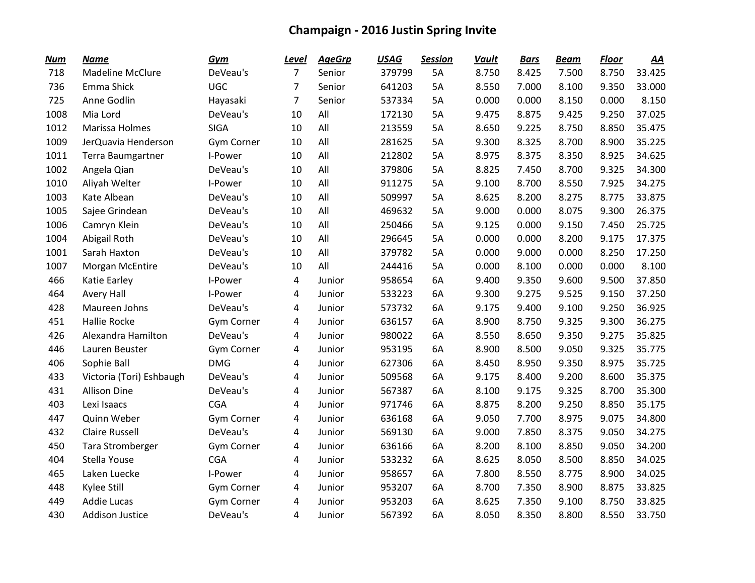# Champaign - 2016 Justin Spring Invite

| Num | Name | Gym | Level | AgeGrp | USAG | Session | Vault | Bars | Beam | Floor | AA |
|---|---|---|---|---|---|---|---|---|---|---|---|
| 718 | Madeline McClure | DeVeau's | 7 | Senior | 379799 | 5A | 8.750 | 8.425 | 7.500 | 8.750 | 33.425 |
| 736 | Emma Shick | UGC | 7 | Senior | 641203 | 5A | 8.550 | 7.000 | 8.100 | 9.350 | 33.000 |
| 725 | Anne Godlin | Hayasaki | 7 | Senior | 537334 | 5A | 0.000 | 0.000 | 8.150 | 0.000 | 8.150 |
| 1008 | Mia Lord | DeVeau's | 10 | All | 172130 | 5A | 9.475 | 8.875 | 9.425 | 9.250 | 37.025 |
| 1012 | Marissa Holmes | SIGA | 10 | All | 213559 | 5A | 8.650 | 9.225 | 8.750 | 8.850 | 35.475 |
| 1009 | JerQuavia Henderson | Gym Corner | 10 | All | 281625 | 5A | 9.300 | 8.325 | 8.700 | 8.900 | 35.225 |
| 1011 | Terra Baumgartner | I-Power | 10 | All | 212802 | 5A | 8.975 | 8.375 | 8.350 | 8.925 | 34.625 |
| 1002 | Angela Qian | DeVeau's | 10 | All | 379806 | 5A | 8.825 | 7.450 | 8.700 | 9.325 | 34.300 |
| 1010 | Aliyah Welter | I-Power | 10 | All | 911275 | 5A | 9.100 | 8.700 | 8.550 | 7.925 | 34.275 |
| 1003 | Kate Albean | DeVeau's | 10 | All | 509997 | 5A | 8.625 | 8.200 | 8.275 | 8.775 | 33.875 |
| 1005 | Sajee Grindean | DeVeau's | 10 | All | 469632 | 5A | 9.000 | 0.000 | 8.075 | 9.300 | 26.375 |
| 1006 | Camryn Klein | DeVeau's | 10 | All | 250466 | 5A | 9.125 | 0.000 | 9.150 | 7.450 | 25.725 |
| 1004 | Abigail Roth | DeVeau's | 10 | All | 296645 | 5A | 0.000 | 0.000 | 8.200 | 9.175 | 17.375 |
| 1001 | Sarah Haxton | DeVeau's | 10 | All | 379782 | 5A | 0.000 | 9.000 | 0.000 | 8.250 | 17.250 |
| 1007 | Morgan McEntire | DeVeau's | 10 | All | 244416 | 5A | 0.000 | 8.100 | 0.000 | 0.000 | 8.100 |
| 466 | Katie Earley | I-Power | 4 | Junior | 958654 | 6A | 9.400 | 9.350 | 9.600 | 9.500 | 37.850 |
| 464 | Avery Hall | I-Power | 4 | Junior | 533223 | 6A | 9.300 | 9.275 | 9.525 | 9.150 | 37.250 |
| 428 | Maureen Johns | DeVeau's | 4 | Junior | 573732 | 6A | 9.175 | 9.400 | 9.100 | 9.250 | 36.925 |
| 451 | Hallie Rocke | Gym Corner | 4 | Junior | 636157 | 6A | 8.900 | 8.750 | 9.325 | 9.300 | 36.275 |
| 426 | Alexandra Hamilton | DeVeau's | 4 | Junior | 980022 | 6A | 8.550 | 8.650 | 9.350 | 9.275 | 35.825 |
| 446 | Lauren Beuster | Gym Corner | 4 | Junior | 953195 | 6A | 8.900 | 8.500 | 9.050 | 9.325 | 35.775 |
| 406 | Sophie Ball | DMG | 4 | Junior | 627306 | 6A | 8.450 | 8.950 | 9.350 | 8.975 | 35.725 |
| 433 | Victoria (Tori) Eshbaugh | DeVeau's | 4 | Junior | 509568 | 6A | 9.175 | 8.400 | 9.200 | 8.600 | 35.375 |
| 431 | Allison Dine | DeVeau's | 4 | Junior | 567387 | 6A | 8.100 | 9.175 | 9.325 | 8.700 | 35.300 |
| 403 | Lexi Isaacs | CGA | 4 | Junior | 971746 | 6A | 8.875 | 8.200 | 9.250 | 8.850 | 35.175 |
| 447 | Quinn Weber | Gym Corner | 4 | Junior | 636168 | 6A | 9.050 | 7.700 | 8.975 | 9.075 | 34.800 |
| 432 | Claire Russell | DeVeau's | 4 | Junior | 569130 | 6A | 9.000 | 7.850 | 8.375 | 9.050 | 34.275 |
| 450 | Tara Stromberger | Gym Corner | 4 | Junior | 636166 | 6A | 8.200 | 8.100 | 8.850 | 9.050 | 34.200 |
| 404 | Stella Youse | CGA | 4 | Junior | 533232 | 6A | 8.625 | 8.050 | 8.500 | 8.850 | 34.025 |
| 465 | Laken Luecke | I-Power | 4 | Junior | 958657 | 6A | 7.800 | 8.550 | 8.775 | 8.900 | 34.025 |
| 448 | Kylee Still | Gym Corner | 4 | Junior | 953207 | 6A | 8.700 | 7.350 | 8.900 | 8.875 | 33.825 |
| 449 | Addie Lucas | Gym Corner | 4 | Junior | 953203 | 6A | 8.625 | 7.350 | 9.100 | 8.750 | 33.825 |
| 430 | Addison Justice | DeVeau's | 4 | Junior | 567392 | 6A | 8.050 | 8.350 | 8.800 | 8.550 | 33.750 |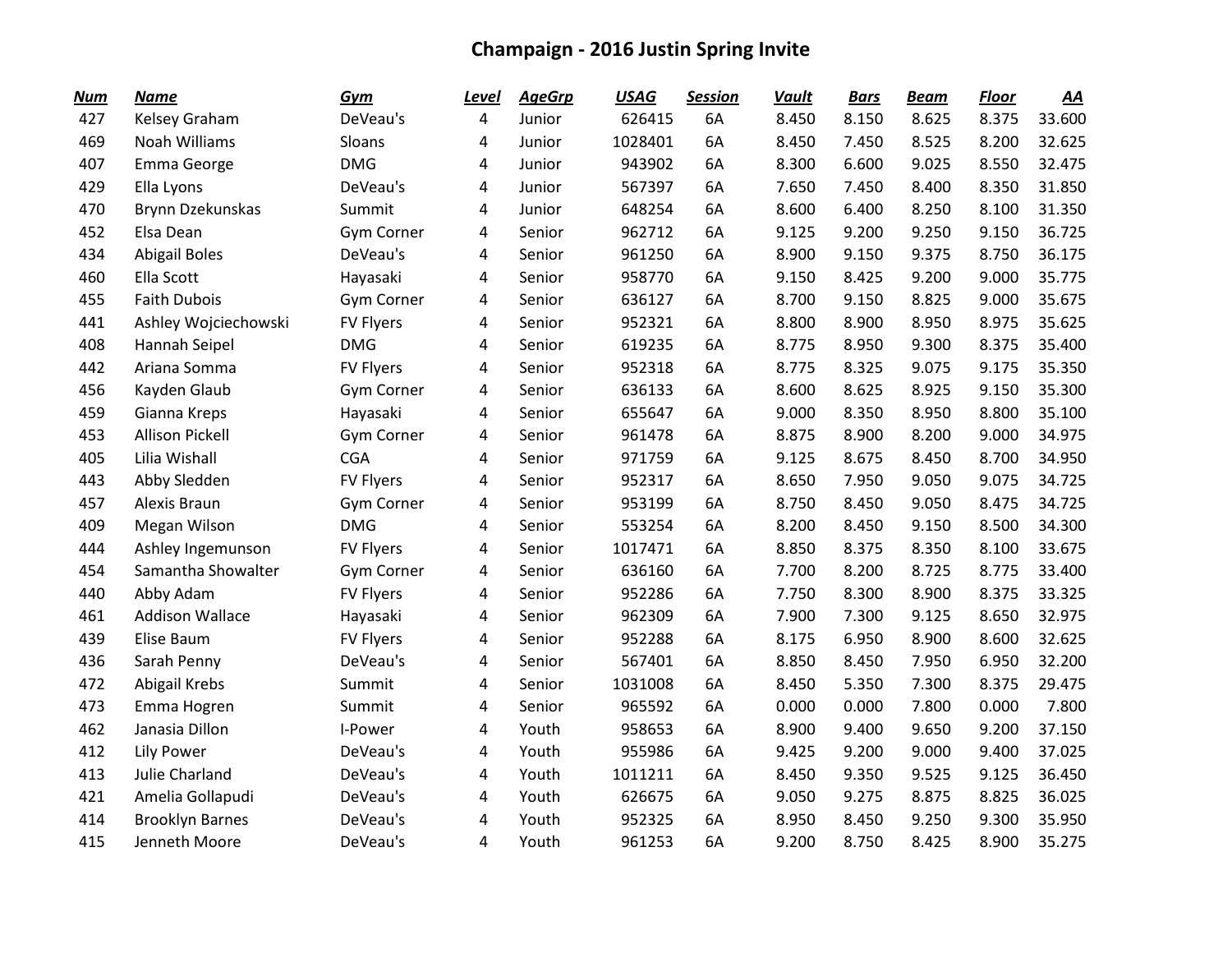# Champaign - 2016 Justin Spring Invite

| Num | Name | Gym | Level | AgeGrp | USAG | Session | Vault | Bars | Beam | Floor | AA |
|---|---|---|---|---|---|---|---|---|---|---|---|
| 427 | Kelsey Graham | DeVeau's | 4 | Junior | 626415 | 6A | 8.450 | 8.150 | 8.625 | 8.375 | 33.600 |
| 469 | Noah Williams | Sloans | 4 | Junior | 1028401 | 6A | 8.450 | 7.450 | 8.525 | 8.200 | 32.625 |
| 407 | Emma George | DMG | 4 | Junior | 943902 | 6A | 8.300 | 6.600 | 9.025 | 8.550 | 32.475 |
| 429 | Ella Lyons | DeVeau's | 4 | Junior | 567397 | 6A | 7.650 | 7.450 | 8.400 | 8.350 | 31.850 |
| 470 | Brynn Dzekunskas | Summit | 4 | Junior | 648254 | 6A | 8.600 | 6.400 | 8.250 | 8.100 | 31.350 |
| 452 | Elsa Dean | Gym Corner | 4 | Senior | 962712 | 6A | 9.125 | 9.200 | 9.250 | 9.150 | 36.725 |
| 434 | Abigail Boles | DeVeau's | 4 | Senior | 961250 | 6A | 8.900 | 9.150 | 9.375 | 8.750 | 36.175 |
| 460 | Ella Scott | Hayasaki | 4 | Senior | 958770 | 6A | 9.150 | 8.425 | 9.200 | 9.000 | 35.775 |
| 455 | Faith Dubois | Gym Corner | 4 | Senior | 636127 | 6A | 8.700 | 9.150 | 8.825 | 9.000 | 35.675 |
| 441 | Ashley Wojciechowski | FV Flyers | 4 | Senior | 952321 | 6A | 8.800 | 8.900 | 8.950 | 8.975 | 35.625 |
| 408 | Hannah Seipel | DMG | 4 | Senior | 619235 | 6A | 8.775 | 8.950 | 9.300 | 8.375 | 35.400 |
| 442 | Ariana Somma | FV Flyers | 4 | Senior | 952318 | 6A | 8.775 | 8.325 | 9.075 | 9.175 | 35.350 |
| 456 | Kayden Glaub | Gym Corner | 4 | Senior | 636133 | 6A | 8.600 | 8.625 | 8.925 | 9.150 | 35.300 |
| 459 | Gianna Kreps | Hayasaki | 4 | Senior | 655647 | 6A | 9.000 | 8.350 | 8.950 | 8.800 | 35.100 |
| 453 | Allison Pickell | Gym Corner | 4 | Senior | 961478 | 6A | 8.875 | 8.900 | 8.200 | 9.000 | 34.975 |
| 405 | Lilia Wishall | CGA | 4 | Senior | 971759 | 6A | 9.125 | 8.675 | 8.450 | 8.700 | 34.950 |
| 443 | Abby Sledden | FV Flyers | 4 | Senior | 952317 | 6A | 8.650 | 7.950 | 9.050 | 9.075 | 34.725 |
| 457 | Alexis Braun | Gym Corner | 4 | Senior | 953199 | 6A | 8.750 | 8.450 | 9.050 | 8.475 | 34.725 |
| 409 | Megan Wilson | DMG | 4 | Senior | 553254 | 6A | 8.200 | 8.450 | 9.150 | 8.500 | 34.300 |
| 444 | Ashley Ingemunson | FV Flyers | 4 | Senior | 1017471 | 6A | 8.850 | 8.375 | 8.350 | 8.100 | 33.675 |
| 454 | Samantha Showalter | Gym Corner | 4 | Senior | 636160 | 6A | 7.700 | 8.200 | 8.725 | 8.775 | 33.400 |
| 440 | Abby Adam | FV Flyers | 4 | Senior | 952286 | 6A | 7.750 | 8.300 | 8.900 | 8.375 | 33.325 |
| 461 | Addison Wallace | Hayasaki | 4 | Senior | 962309 | 6A | 7.900 | 7.300 | 9.125 | 8.650 | 32.975 |
| 439 | Elise Baum | FV Flyers | 4 | Senior | 952288 | 6A | 8.175 | 6.950 | 8.900 | 8.600 | 32.625 |
| 436 | Sarah Penny | DeVeau's | 4 | Senior | 567401 | 6A | 8.850 | 8.450 | 7.950 | 6.950 | 32.200 |
| 472 | Abigail Krebs | Summit | 4 | Senior | 1031008 | 6A | 8.450 | 5.350 | 7.300 | 8.375 | 29.475 |
| 473 | Emma Hogren | Summit | 4 | Senior | 965592 | 6A | 0.000 | 0.000 | 7.800 | 0.000 | 7.800 |
| 462 | Janasia Dillon | I-Power | 4 | Youth | 958653 | 6A | 8.900 | 9.400 | 9.650 | 9.200 | 37.150 |
| 412 | Lily Power | DeVeau's | 4 | Youth | 955986 | 6A | 9.425 | 9.200 | 9.000 | 9.400 | 37.025 |
| 413 | Julie Charland | DeVeau's | 4 | Youth | 1011211 | 6A | 8.450 | 9.350 | 9.525 | 9.125 | 36.450 |
| 421 | Amelia Gollapudi | DeVeau's | 4 | Youth | 626675 | 6A | 9.050 | 9.275 | 8.875 | 8.825 | 36.025 |
| 414 | Brooklyn Barnes | DeVeau's | 4 | Youth | 952325 | 6A | 8.950 | 8.450 | 9.250 | 9.300 | 35.950 |
| 415 | Jenneth Moore | DeVeau's | 4 | Youth | 961253 | 6A | 9.200 | 8.750 | 8.425 | 8.900 | 35.275 |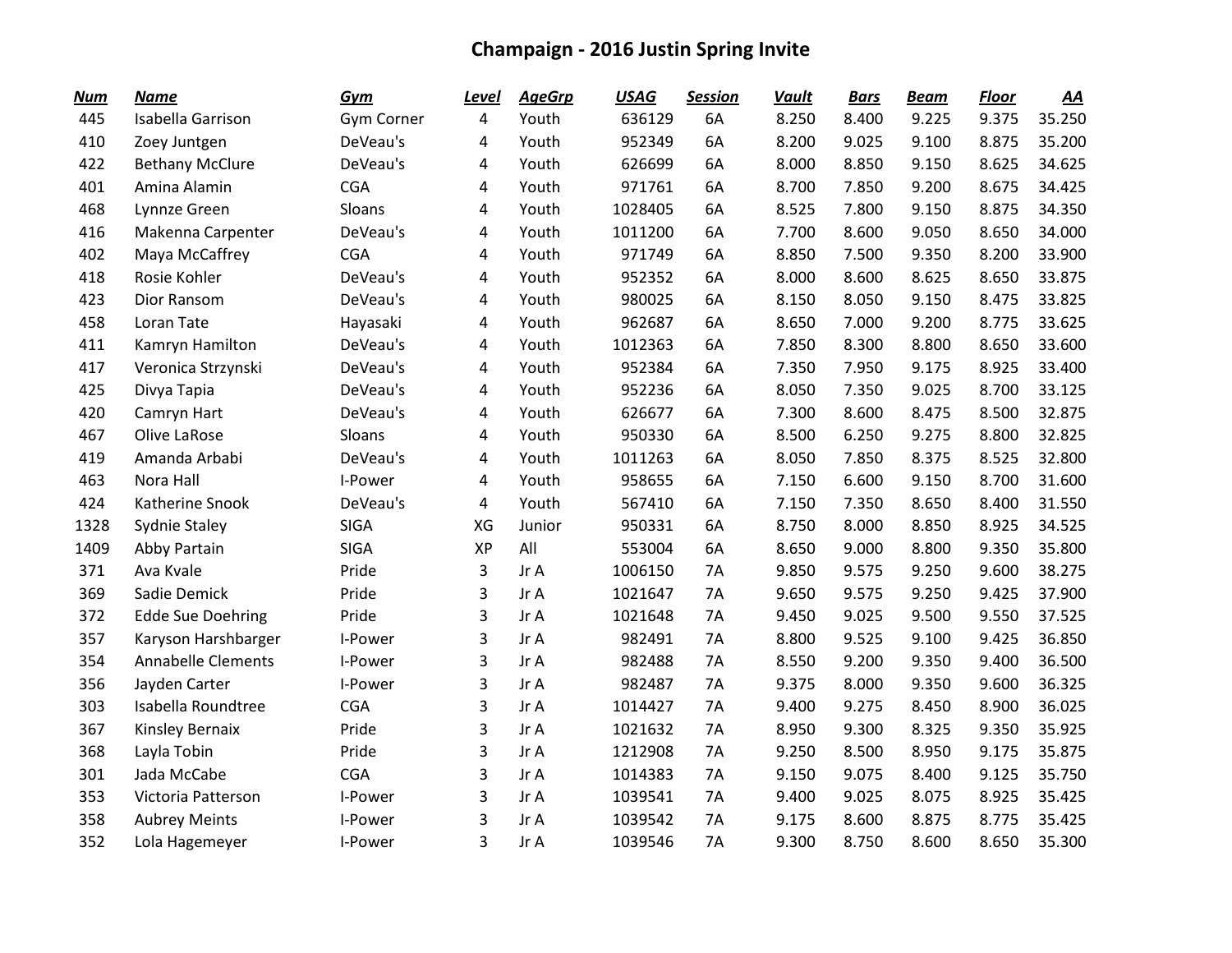# Champaign - 2016 Justin Spring Invite

| Num | Name | Gym | Level | AgeGrp | USAG | Session | Vault | Bars | Beam | Floor | AA |
|---|---|---|---|---|---|---|---|---|---|---|---|
| 445 | Isabella Garrison | Gym Corner | 4 | Youth | 636129 | 6A | 8.250 | 8.400 | 9.225 | 9.375 | 35.250 |
| 410 | Zoey Juntgen | DeVeau's | 4 | Youth | 952349 | 6A | 8.200 | 9.025 | 9.100 | 8.875 | 35.200 |
| 422 | Bethany McClure | DeVeau's | 4 | Youth | 626699 | 6A | 8.000 | 8.850 | 9.150 | 8.625 | 34.625 |
| 401 | Amina Alamin | CGA | 4 | Youth | 971761 | 6A | 8.700 | 7.850 | 9.200 | 8.675 | 34.425 |
| 468 | Lynnze Green | Sloans | 4 | Youth | 1028405 | 6A | 8.525 | 7.800 | 9.150 | 8.875 | 34.350 |
| 416 | Makenna Carpenter | DeVeau's | 4 | Youth | 1011200 | 6A | 7.700 | 8.600 | 9.050 | 8.650 | 34.000 |
| 402 | Maya McCaffrey | CGA | 4 | Youth | 971749 | 6A | 8.850 | 7.500 | 9.350 | 8.200 | 33.900 |
| 418 | Rosie Kohler | DeVeau's | 4 | Youth | 952352 | 6A | 8.000 | 8.600 | 8.625 | 8.650 | 33.875 |
| 423 | Dior Ransom | DeVeau's | 4 | Youth | 980025 | 6A | 8.150 | 8.050 | 9.150 | 8.475 | 33.825 |
| 458 | Loran Tate | Hayasaki | 4 | Youth | 962687 | 6A | 8.650 | 7.000 | 9.200 | 8.775 | 33.625 |
| 411 | Kamryn Hamilton | DeVeau's | 4 | Youth | 1012363 | 6A | 7.850 | 8.300 | 8.800 | 8.650 | 33.600 |
| 417 | Veronica Strzynski | DeVeau's | 4 | Youth | 952384 | 6A | 7.350 | 7.950 | 9.175 | 8.925 | 33.400 |
| 425 | Divya Tapia | DeVeau's | 4 | Youth | 952236 | 6A | 8.050 | 7.350 | 9.025 | 8.700 | 33.125 |
| 420 | Camryn Hart | DeVeau's | 4 | Youth | 626677 | 6A | 7.300 | 8.600 | 8.475 | 8.500 | 32.875 |
| 467 | Olive LaRose | Sloans | 4 | Youth | 950330 | 6A | 8.500 | 6.250 | 9.275 | 8.800 | 32.825 |
| 419 | Amanda Arbabi | DeVeau's | 4 | Youth | 1011263 | 6A | 8.050 | 7.850 | 8.375 | 8.525 | 32.800 |
| 463 | Nora Hall | I-Power | 4 | Youth | 958655 | 6A | 7.150 | 6.600 | 9.150 | 8.700 | 31.600 |
| 424 | Katherine Snook | DeVeau's | 4 | Youth | 567410 | 6A | 7.150 | 7.350 | 8.650 | 8.400 | 31.550 |
| 1328 | Sydnie Staley | SIGA | XG | Junior | 950331 | 6A | 8.750 | 8.000 | 8.850 | 8.925 | 34.525 |
| 1409 | Abby Partain | SIGA | XP | All | 553004 | 6A | 8.650 | 9.000 | 8.800 | 9.350 | 35.800 |
| 371 | Ava Kvale | Pride | 3 | Jr A | 1006150 | 7A | 9.850 | 9.575 | 9.250 | 9.600 | 38.275 |
| 369 | Sadie Demick | Pride | 3 | Jr A | 1021647 | 7A | 9.650 | 9.575 | 9.250 | 9.425 | 37.900 |
| 372 | Edde Sue Doehring | Pride | 3 | Jr A | 1021648 | 7A | 9.450 | 9.025 | 9.500 | 9.550 | 37.525 |
| 357 | Karyson Harshbarger | I-Power | 3 | Jr A | 982491 | 7A | 8.800 | 9.525 | 9.100 | 9.425 | 36.850 |
| 354 | Annabelle Clements | I-Power | 3 | Jr A | 982488 | 7A | 8.550 | 9.200 | 9.350 | 9.400 | 36.500 |
| 356 | Jayden Carter | I-Power | 3 | Jr A | 982487 | 7A | 9.375 | 8.000 | 9.350 | 9.600 | 36.325 |
| 303 | Isabella Roundtree | CGA | 3 | Jr A | 1014427 | 7A | 9.400 | 9.275 | 8.450 | 8.900 | 36.025 |
| 367 | Kinsley Bernaix | Pride | 3 | Jr A | 1021632 | 7A | 8.950 | 9.300 | 8.325 | 9.350 | 35.925 |
| 368 | Layla Tobin | Pride | 3 | Jr A | 1212908 | 7A | 9.250 | 8.500 | 8.950 | 9.175 | 35.875 |
| 301 | Jada McCabe | CGA | 3 | Jr A | 1014383 | 7A | 9.150 | 9.075 | 8.400 | 9.125 | 35.750 |
| 353 | Victoria Patterson | I-Power | 3 | Jr A | 1039541 | 7A | 9.400 | 9.025 | 8.075 | 8.925 | 35.425 |
| 358 | Aubrey Meints | I-Power | 3 | Jr A | 1039542 | 7A | 9.175 | 8.600 | 8.875 | 8.775 | 35.425 |
| 352 | Lola Hagemeyer | I-Power | 3 | Jr A | 1039546 | 7A | 9.300 | 8.750 | 8.600 | 8.650 | 35.300 |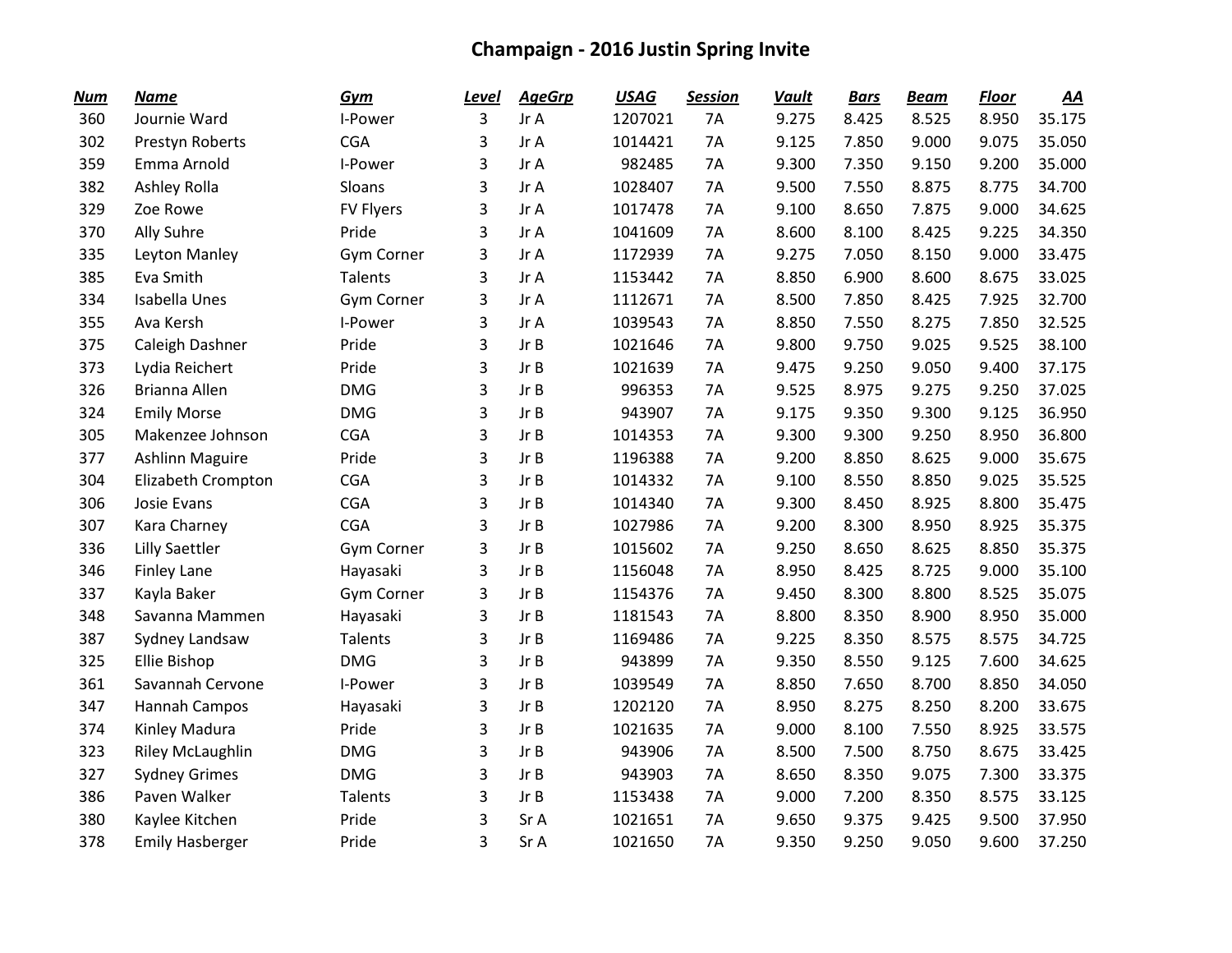# Champaign - 2016 Justin Spring Invite

| Num | Name | Gym | Level | AgeGrp | USAG | Session | Vault | Bars | Beam | Floor | AA |
|---|---|---|---|---|---|---|---|---|---|---|---|
| 360 | Journie Ward | I-Power | 3 | Jr A | 1207021 | 7A | 9.275 | 8.425 | 8.525 | 8.950 | 35.175 |
| 302 | Prestyn Roberts | CGA | 3 | Jr A | 1014421 | 7A | 9.125 | 7.850 | 9.000 | 9.075 | 35.050 |
| 359 | Emma Arnold | I-Power | 3 | Jr A | 982485 | 7A | 9.300 | 7.350 | 9.150 | 9.200 | 35.000 |
| 382 | Ashley Rolla | Sloans | 3 | Jr A | 1028407 | 7A | 9.500 | 7.550 | 8.875 | 8.775 | 34.700 |
| 329 | Zoe Rowe | FV Flyers | 3 | Jr A | 1017478 | 7A | 9.100 | 8.650 | 7.875 | 9.000 | 34.625 |
| 370 | Ally Suhre | Pride | 3 | Jr A | 1041609 | 7A | 8.600 | 8.100 | 8.425 | 9.225 | 34.350 |
| 335 | Leyton Manley | Gym Corner | 3 | Jr A | 1172939 | 7A | 9.275 | 7.050 | 8.150 | 9.000 | 33.475 |
| 385 | Eva Smith | Talents | 3 | Jr A | 1153442 | 7A | 8.850 | 6.900 | 8.600 | 8.675 | 33.025 |
| 334 | Isabella Unes | Gym Corner | 3 | Jr A | 1112671 | 7A | 8.500 | 7.850 | 8.425 | 7.925 | 32.700 |
| 355 | Ava Kersh | I-Power | 3 | Jr A | 1039543 | 7A | 8.850 | 7.550 | 8.275 | 7.850 | 32.525 |
| 375 | Caleigh Dashner | Pride | 3 | Jr B | 1021646 | 7A | 9.800 | 9.750 | 9.025 | 9.525 | 38.100 |
| 373 | Lydia Reichert | Pride | 3 | Jr B | 1021639 | 7A | 9.475 | 9.250 | 9.050 | 9.400 | 37.175 |
| 326 | Brianna Allen | DMG | 3 | Jr B | 996353 | 7A | 9.525 | 8.975 | 9.275 | 9.250 | 37.025 |
| 324 | Emily Morse | DMG | 3 | Jr B | 943907 | 7A | 9.175 | 9.350 | 9.300 | 9.125 | 36.950 |
| 305 | Makenzee Johnson | CGA | 3 | Jr B | 1014353 | 7A | 9.300 | 9.300 | 9.250 | 8.950 | 36.800 |
| 377 | Ashlinn Maguire | Pride | 3 | Jr B | 1196388 | 7A | 9.200 | 8.850 | 8.625 | 9.000 | 35.675 |
| 304 | Elizabeth Crompton | CGA | 3 | Jr B | 1014332 | 7A | 9.100 | 8.550 | 8.850 | 9.025 | 35.525 |
| 306 | Josie Evans | CGA | 3 | Jr B | 1014340 | 7A | 9.300 | 8.450 | 8.925 | 8.800 | 35.475 |
| 307 | Kara Charney | CGA | 3 | Jr B | 1027986 | 7A | 9.200 | 8.300 | 8.950 | 8.925 | 35.375 |
| 336 | Lilly Saettler | Gym Corner | 3 | Jr B | 1015602 | 7A | 9.250 | 8.650 | 8.625 | 8.850 | 35.375 |
| 346 | Finley Lane | Hayasaki | 3 | Jr B | 1156048 | 7A | 8.950 | 8.425 | 8.725 | 9.000 | 35.100 |
| 337 | Kayla Baker | Gym Corner | 3 | Jr B | 1154376 | 7A | 9.450 | 8.300 | 8.800 | 8.525 | 35.075 |
| 348 | Savanna Mammen | Hayasaki | 3 | Jr B | 1181543 | 7A | 8.800 | 8.350 | 8.900 | 8.950 | 35.000 |
| 387 | Sydney Landsaw | Talents | 3 | Jr B | 1169486 | 7A | 9.225 | 8.350 | 8.575 | 8.575 | 34.725 |
| 325 | Ellie Bishop | DMG | 3 | Jr B | 943899 | 7A | 9.350 | 8.550 | 9.125 | 7.600 | 34.625 |
| 361 | Savannah Cervone | I-Power | 3 | Jr B | 1039549 | 7A | 8.850 | 7.650 | 8.700 | 8.850 | 34.050 |
| 347 | Hannah Campos | Hayasaki | 3 | Jr B | 1202120 | 7A | 8.950 | 8.275 | 8.250 | 8.200 | 33.675 |
| 374 | Kinley Madura | Pride | 3 | Jr B | 1021635 | 7A | 9.000 | 8.100 | 7.550 | 8.925 | 33.575 |
| 323 | Riley McLaughlin | DMG | 3 | Jr B | 943906 | 7A | 8.500 | 7.500 | 8.750 | 8.675 | 33.425 |
| 327 | Sydney Grimes | DMG | 3 | Jr B | 943903 | 7A | 8.650 | 8.350 | 9.075 | 7.300 | 33.375 |
| 386 | Paven Walker | Talents | 3 | Jr B | 1153438 | 7A | 9.000 | 7.200 | 8.350 | 8.575 | 33.125 |
| 380 | Kaylee Kitchen | Pride | 3 | Sr A | 1021651 | 7A | 9.650 | 9.375 | 9.425 | 9.500 | 37.950 |
| 378 | Emily Hasberger | Pride | 3 | Sr A | 1021650 | 7A | 9.350 | 9.250 | 9.050 | 9.600 | 37.250 |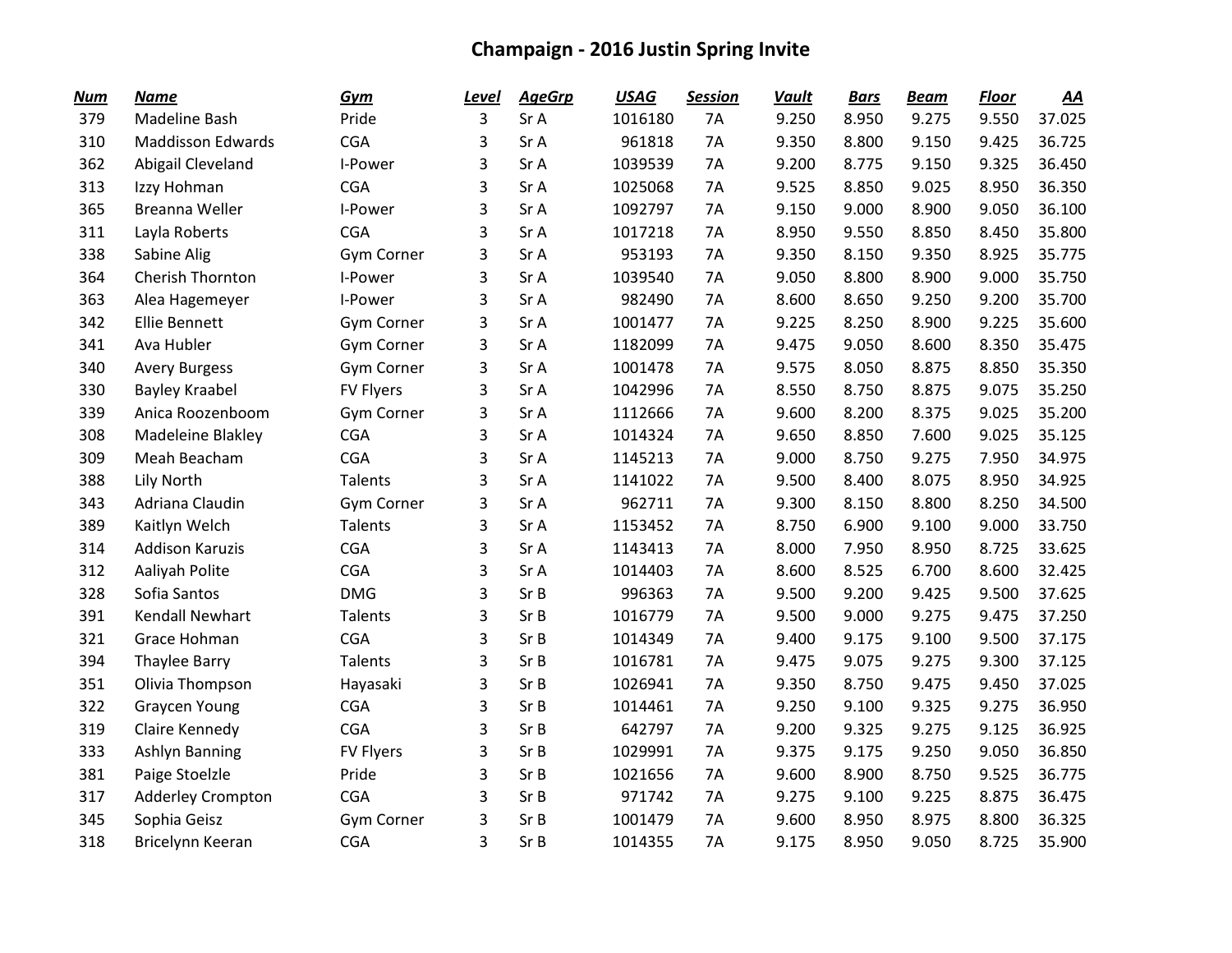# Champaign - 2016 Justin Spring Invite

| Num | Name | Gym | Level | AgeGrp | USAG | Session | Vault | Bars | Beam | Floor | AA |
|---|---|---|---|---|---|---|---|---|---|---|---|
| 379 | Madeline Bash | Pride | 3 | Sr A | 1016180 | 7A | 9.250 | 8.950 | 9.275 | 9.550 | 37.025 |
| 310 | Maddisson Edwards | CGA | 3 | Sr A | 961818 | 7A | 9.350 | 8.800 | 9.150 | 9.425 | 36.725 |
| 362 | Abigail Cleveland | I-Power | 3 | Sr A | 1039539 | 7A | 9.200 | 8.775 | 9.150 | 9.325 | 36.450 |
| 313 | Izzy Hohman | CGA | 3 | Sr A | 1025068 | 7A | 9.525 | 8.850 | 9.025 | 8.950 | 36.350 |
| 365 | Breanna Weller | I-Power | 3 | Sr A | 1092797 | 7A | 9.150 | 9.000 | 8.900 | 9.050 | 36.100 |
| 311 | Layla Roberts | CGA | 3 | Sr A | 1017218 | 7A | 8.950 | 9.550 | 8.850 | 8.450 | 35.800 |
| 338 | Sabine Alig | Gym Corner | 3 | Sr A | 953193 | 7A | 9.350 | 8.150 | 9.350 | 8.925 | 35.775 |
| 364 | Cherish Thornton | I-Power | 3 | Sr A | 1039540 | 7A | 9.050 | 8.800 | 8.900 | 9.000 | 35.750 |
| 363 | Alea Hagemeyer | I-Power | 3 | Sr A | 982490 | 7A | 8.600 | 8.650 | 9.250 | 9.200 | 35.700 |
| 342 | Ellie Bennett | Gym Corner | 3 | Sr A | 1001477 | 7A | 9.225 | 8.250 | 8.900 | 9.225 | 35.600 |
| 341 | Ava Hubler | Gym Corner | 3 | Sr A | 1182099 | 7A | 9.475 | 9.050 | 8.600 | 8.350 | 35.475 |
| 340 | Avery Burgess | Gym Corner | 3 | Sr A | 1001478 | 7A | 9.575 | 8.050 | 8.875 | 8.850 | 35.350 |
| 330 | Bayley Kraabel | FV Flyers | 3 | Sr A | 1042996 | 7A | 8.550 | 8.750 | 8.875 | 9.075 | 35.250 |
| 339 | Anica Roozenboom | Gym Corner | 3 | Sr A | 1112666 | 7A | 9.600 | 8.200 | 8.375 | 9.025 | 35.200 |
| 308 | Madeleine Blakley | CGA | 3 | Sr A | 1014324 | 7A | 9.650 | 8.850 | 7.600 | 9.025 | 35.125 |
| 309 | Meah Beacham | CGA | 3 | Sr A | 1145213 | 7A | 9.000 | 8.750 | 9.275 | 7.950 | 34.975 |
| 388 | Lily North | Talents | 3 | Sr A | 1141022 | 7A | 9.500 | 8.400 | 8.075 | 8.950 | 34.925 |
| 343 | Adriana Claudin | Gym Corner | 3 | Sr A | 962711 | 7A | 9.300 | 8.150 | 8.800 | 8.250 | 34.500 |
| 389 | Kaitlyn Welch | Talents | 3 | Sr A | 1153452 | 7A | 8.750 | 6.900 | 9.100 | 9.000 | 33.750 |
| 314 | Addison Karuzis | CGA | 3 | Sr A | 1143413 | 7A | 8.000 | 7.950 | 8.950 | 8.725 | 33.625 |
| 312 | Aaliyah Polite | CGA | 3 | Sr A | 1014403 | 7A | 8.600 | 8.525 | 6.700 | 8.600 | 32.425 |
| 328 | Sofia Santos | DMG | 3 | Sr B | 996363 | 7A | 9.500 | 9.200 | 9.425 | 9.500 | 37.625 |
| 391 | Kendall Newhart | Talents | 3 | Sr B | 1016779 | 7A | 9.500 | 9.000 | 9.275 | 9.475 | 37.250 |
| 321 | Grace Hohman | CGA | 3 | Sr B | 1014349 | 7A | 9.400 | 9.175 | 9.100 | 9.500 | 37.175 |
| 394 | Thaylee Barry | Talents | 3 | Sr B | 1016781 | 7A | 9.475 | 9.075 | 9.275 | 9.300 | 37.125 |
| 351 | Olivia Thompson | Hayasaki | 3 | Sr B | 1026941 | 7A | 9.350 | 8.750 | 9.475 | 9.450 | 37.025 |
| 322 | Graycen Young | CGA | 3 | Sr B | 1014461 | 7A | 9.250 | 9.100 | 9.325 | 9.275 | 36.950 |
| 319 | Claire Kennedy | CGA | 3 | Sr B | 642797 | 7A | 9.200 | 9.325 | 9.275 | 9.125 | 36.925 |
| 333 | Ashlyn Banning | FV Flyers | 3 | Sr B | 1029991 | 7A | 9.375 | 9.175 | 9.250 | 9.050 | 36.850 |
| 381 | Paige Stoelzle | Pride | 3 | Sr B | 1021656 | 7A | 9.600 | 8.900 | 8.750 | 9.525 | 36.775 |
| 317 | Adderley Crompton | CGA | 3 | Sr B | 971742 | 7A | 9.275 | 9.100 | 9.225 | 8.875 | 36.475 |
| 345 | Sophia Geisz | Gym Corner | 3 | Sr B | 1001479 | 7A | 9.600 | 8.950 | 8.975 | 8.800 | 36.325 |
| 318 | Bricelynn Keeran | CGA | 3 | Sr B | 1014355 | 7A | 9.175 | 8.950 | 9.050 | 8.725 | 35.900 |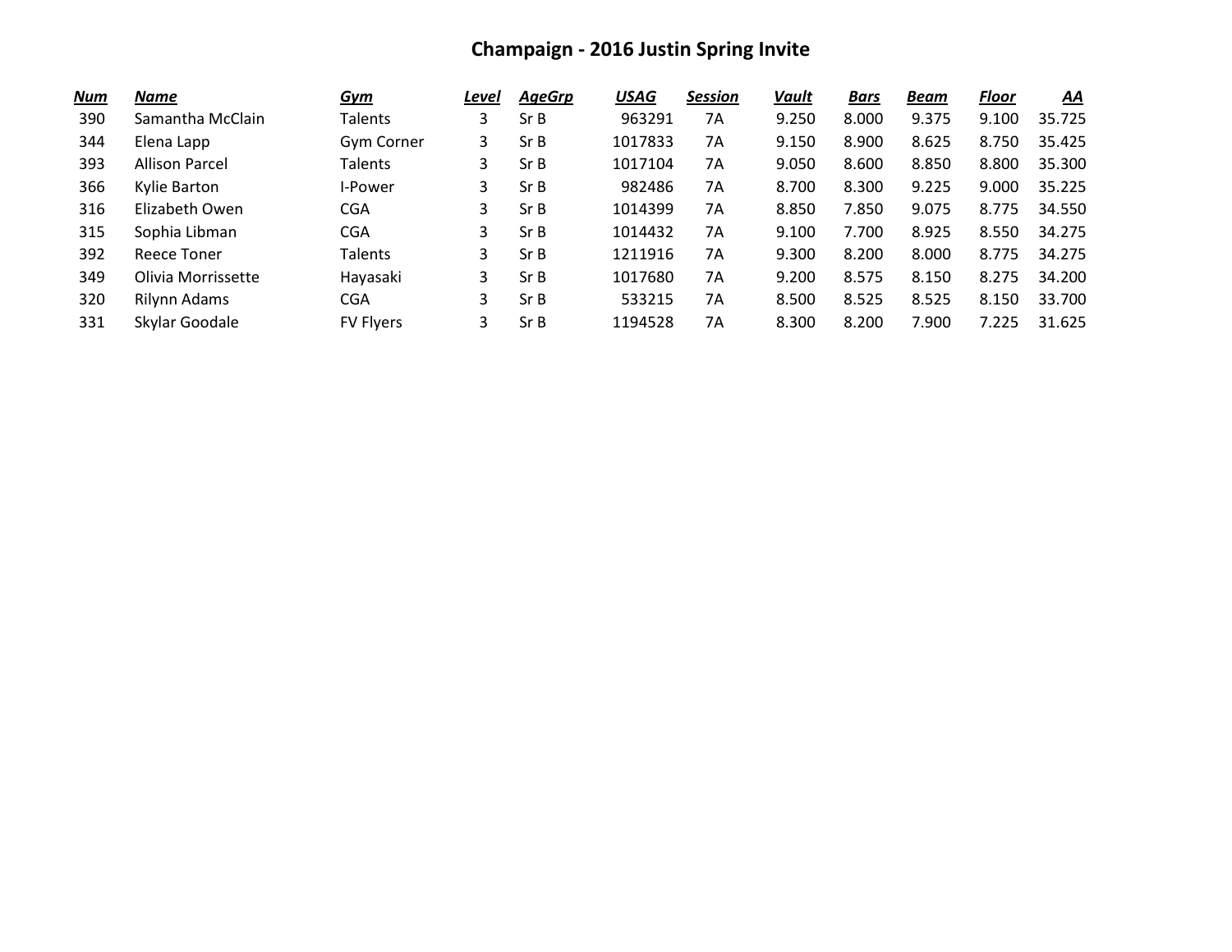# Champaign - 2016 Justin Spring Invite

| Num | Name | Gym | Level | AgeGrp | USAG | Session | Vault | Bars | Beam | Floor | AA |
|---|---|---|---|---|---|---|---|---|---|---|---|
| 390 | Samantha McClain | Talents | 3 | Sr B | 963291 | 7A | 9.250 | 8.000 | 9.375 | 9.100 | 35.725 |
| 344 | Elena Lapp | Gym Corner | 3 | Sr B | 1017833 | 7A | 9.150 | 8.900 | 8.625 | 8.750 | 35.425 |
| 393 | Allison Parcel | Talents | 3 | Sr B | 1017104 | 7A | 9.050 | 8.600 | 8.850 | 8.800 | 35.300 |
| 366 | Kylie Barton | I-Power | 3 | Sr B | 982486 | 7A | 8.700 | 8.300 | 9.225 | 9.000 | 35.225 |
| 316 | Elizabeth Owen | CGA | 3 | Sr B | 1014399 | 7A | 8.850 | 7.850 | 9.075 | 8.775 | 34.550 |
| 315 | Sophia Libman | CGA | 3 | Sr B | 1014432 | 7A | 9.100 | 7.700 | 8.925 | 8.550 | 34.275 |
| 392 | Reece Toner | Talents | 3 | Sr B | 1211916 | 7A | 9.300 | 8.200 | 8.000 | 8.775 | 34.275 |
| 349 | Olivia Morrissette | Hayasaki | 3 | Sr B | 1017680 | 7A | 9.200 | 8.575 | 8.150 | 8.275 | 34.200 |
| 320 | Rilynn Adams | CGA | 3 | Sr B | 533215 | 7A | 8.500 | 8.525 | 8.525 | 8.150 | 33.700 |
| 331 | Skylar Goodale | FV Flyers | 3 | Sr B | 1194528 | 7A | 8.300 | 8.200 | 7.900 | 7.225 | 31.625 |